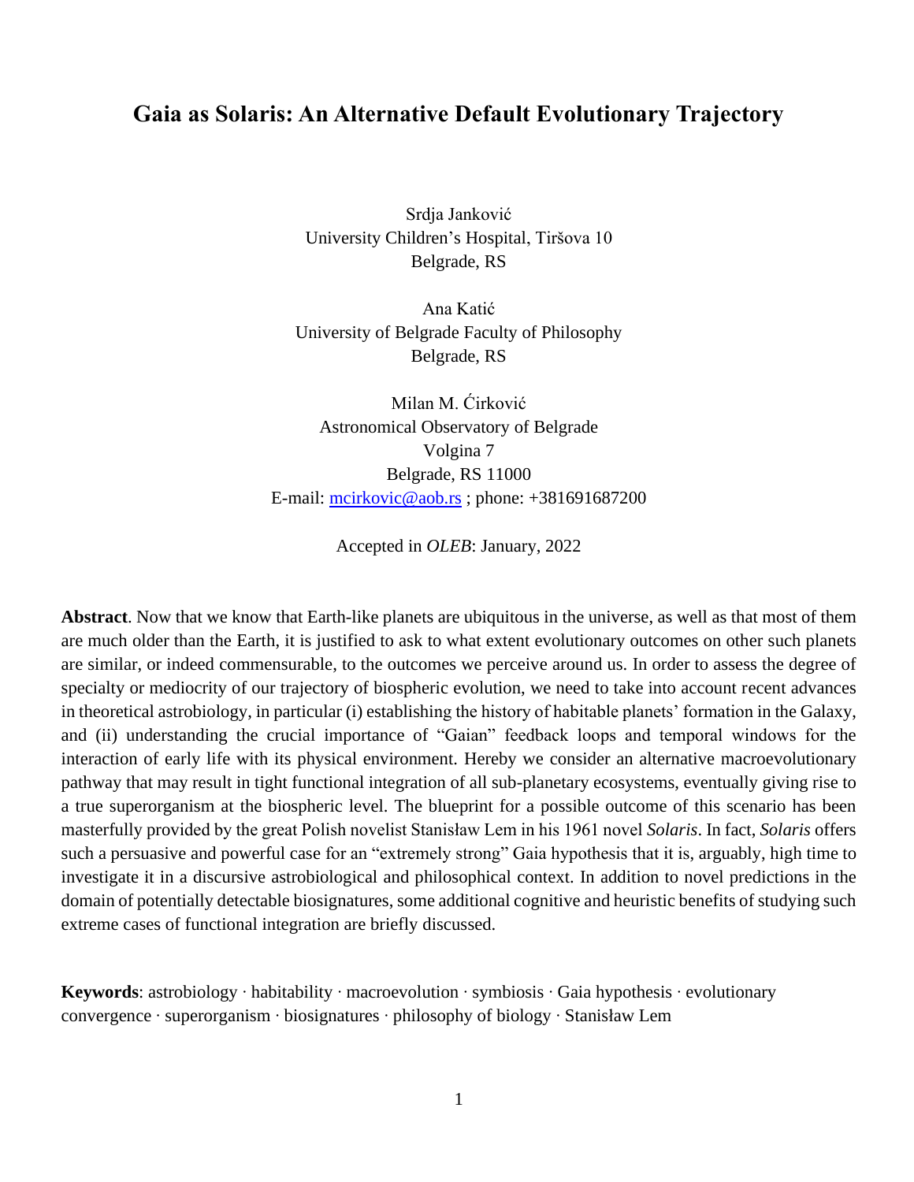# Gaia as Solaris: An Alternative Default Evolutionary Trajectory

Srdja Janković
University Children's Hospital, Tiršova 10
Belgrade, RS

Ana Katić
University of Belgrade Faculty of Philosophy
Belgrade, RS

Milan M. Ćirković
Astronomical Observatory of Belgrade
Volgina 7
Belgrade, RS 11000
E-mail: mcirkovic@aob.rs ; phone: +381691687200

Accepted in *OLEB*: January, 2022

**Abstract**. Now that we know that Earth-like planets are ubiquitous in the universe, as well as that most of them are much older than the Earth, it is justified to ask to what extent evolutionary outcomes on other such planets are similar, or indeed commensurable, to the outcomes we perceive around us. In order to assess the degree of specialty or mediocrity of our trajectory of biospheric evolution, we need to take into account recent advances in theoretical astrobiology, in particular (i) establishing the history of habitable planets' formation in the Galaxy, and (ii) understanding the crucial importance of "Gaian" feedback loops and temporal windows for the interaction of early life with its physical environment. Hereby we consider an alternative macroevolutionary pathway that may result in tight functional integration of all sub-planetary ecosystems, eventually giving rise to a true superorganism at the biospheric level. The blueprint for a possible outcome of this scenario has been masterfully provided by the great Polish novelist Stanisław Lem in his 1961 novel *Solaris*. In fact, *Solaris* offers such a persuasive and powerful case for an "extremely strong" Gaia hypothesis that it is, arguably, high time to investigate it in a discursive astrobiological and philosophical context. In addition to novel predictions in the domain of potentially detectable biosignatures, some additional cognitive and heuristic benefits of studying such extreme cases of functional integration are briefly discussed.

**Keywords**: astrobiology · habitability · macroevolution · symbiosis · Gaia hypothesis · evolutionary convergence · superorganism · biosignatures · philosophy of biology · Stanisław Lem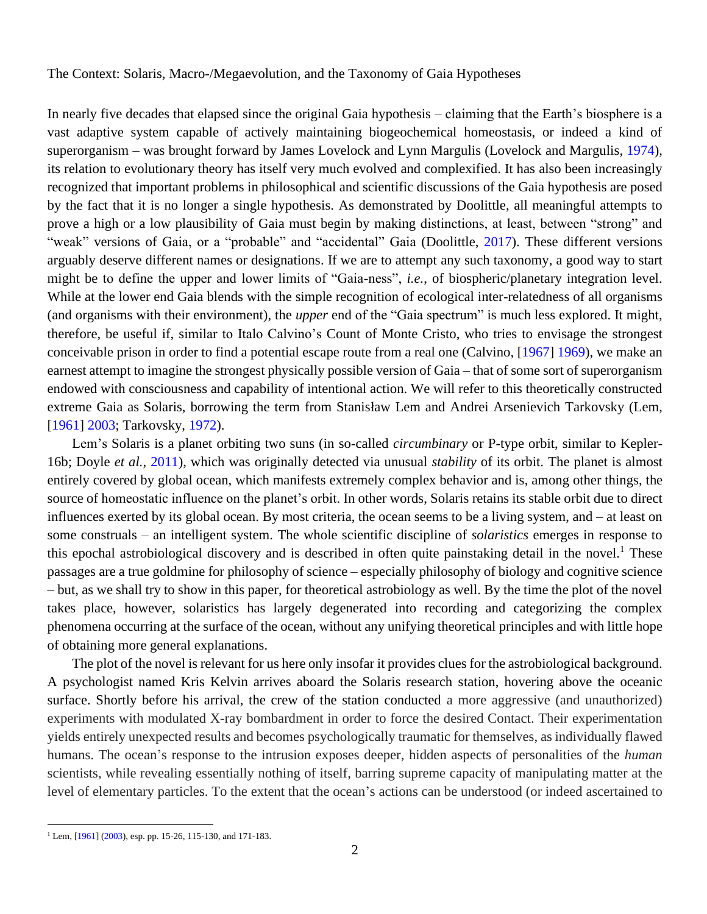## The Context: Solaris, Macro-/Megaevolution, and the Taxonomy of Gaia Hypotheses

In nearly five decades that elapsed since the original Gaia hypothesis – claiming that the Earth's biosphere is a vast adaptive system capable of actively maintaining biogeochemical homeostasis, or indeed a kind of superorganism – was brought forward by James Lovelock and Lynn Margulis (Lovelock and Margulis, 1974), its relation to evolutionary theory has itself very much evolved and complexified. It has also been increasingly recognized that important problems in philosophical and scientific discussions of the Gaia hypothesis are posed by the fact that it is no longer a single hypothesis. As demonstrated by Doolittle, all meaningful attempts to prove a high or a low plausibility of Gaia must begin by making distinctions, at least, between "strong" and "weak" versions of Gaia, or a "probable" and "accidental" Gaia (Doolittle, 2017). These different versions arguably deserve different names or designations. If we are to attempt any such taxonomy, a good way to start might be to define the upper and lower limits of "Gaia-ness", *i.e.*, of biospheric/planetary integration level. While at the lower end Gaia blends with the simple recognition of ecological inter-relatedness of all organisms (and organisms with their environment), the *upper* end of the "Gaia spectrum" is much less explored. It might, therefore, be useful if, similar to Italo Calvino's Count of Monte Cristo, who tries to envisage the strongest conceivable prison in order to find a potential escape route from a real one (Calvino, [1967] 1969), we make an earnest attempt to imagine the strongest physically possible version of Gaia – that of some sort of superorganism endowed with consciousness and capability of intentional action. We will refer to this theoretically constructed extreme Gaia as Solaris, borrowing the term from Stanisław Lem and Andrei Arsenievich Tarkovsky (Lem, [1961] 2003; Tarkovsky, 1972).

Lem's Solaris is a planet orbiting two suns (in so-called *circumbinary* or P-type orbit, similar to Kepler-16b; Doyle *et al.*, 2011), which was originally detected via unusual *stability* of its orbit. The planet is almost entirely covered by global ocean, which manifests extremely complex behavior and is, among other things, the source of homeostatic influence on the planet's orbit. In other words, Solaris retains its stable orbit due to direct influences exerted by its global ocean. By most criteria, the ocean seems to be a living system, and – at least on some construals – an intelligent system. The whole scientific discipline of *solaristics* emerges in response to this epochal astrobiological discovery and is described in often quite painstaking detail in the novel.[1] These passages are a true goldmine for philosophy of science – especially philosophy of biology and cognitive science – but, as we shall try to show in this paper, for theoretical astrobiology as well. By the time the plot of the novel takes place, however, solaristics has largely degenerated into recording and categorizing the complex phenomena occurring at the surface of the ocean, without any unifying theoretical principles and with little hope of obtaining more general explanations.

The plot of the novel is relevant for us here only insofar it provides clues for the astrobiological background. A psychologist named Kris Kelvin arrives aboard the Solaris research station, hovering above the oceanic surface. Shortly before his arrival, the crew of the station conducted a more aggressive (and unauthorized) experiments with modulated X-ray bombardment in order to force the desired Contact. Their experimentation yields entirely unexpected results and becomes psychologically traumatic for themselves, as individually flawed humans. The ocean's response to the intrusion exposes deeper, hidden aspects of personalities of the *human* scientists, while revealing essentially nothing of itself, barring supreme capacity of manipulating matter at the level of elementary particles. To the extent that the ocean's actions can be understood (or indeed ascertained to

[1] Lem, [1961] (2003), esp. pp. 15-26, 115-130, and 171-183.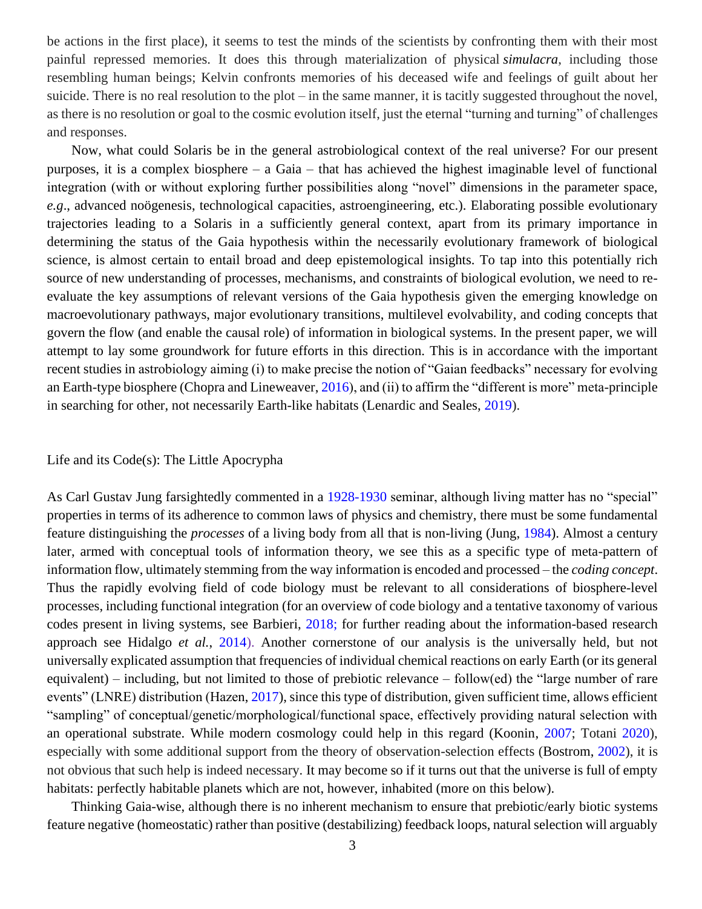be actions in the first place), it seems to test the minds of the scientists by confronting them with their most painful repressed memories. It does this through materialization of physical *simulacra*, including those resembling human beings; Kelvin confronts memories of his deceased wife and feelings of guilt about her suicide. There is no real resolution to the plot – in the same manner, it is tacitly suggested throughout the novel, as there is no resolution or goal to the cosmic evolution itself, just the eternal "turning and turning" of challenges and responses.

Now, what could Solaris be in the general astrobiological context of the real universe? For our present purposes, it is a complex biosphere – a Gaia – that has achieved the highest imaginable level of functional integration (with or without exploring further possibilities along "novel" dimensions in the parameter space, *e.g*., advanced noögenesis, technological capacities, astroengineering, etc.). Elaborating possible evolutionary trajectories leading to a Solaris in a sufficiently general context, apart from its primary importance in determining the status of the Gaia hypothesis within the necessarily evolutionary framework of biological science, is almost certain to entail broad and deep epistemological insights. To tap into this potentially rich source of new understanding of processes, mechanisms, and constraints of biological evolution, we need to re-evaluate the key assumptions of relevant versions of the Gaia hypothesis given the emerging knowledge on macroevolutionary pathways, major evolutionary transitions, multilevel evolvability, and coding concepts that govern the flow (and enable the causal role) of information in biological systems. In the present paper, we will attempt to lay some groundwork for future efforts in this direction. This is in accordance with the important recent studies in astrobiology aiming (i) to make precise the notion of "Gaian feedbacks" necessary for evolving an Earth-type biosphere (Chopra and Lineweaver, 2016), and (ii) to affirm the "different is more" meta-principle in searching for other, not necessarily Earth-like habitats (Lenardic and Seales, 2019).

## Life and its Code(s): The Little Apocrypha

As Carl Gustav Jung farsightedly commented in a 1928-1930 seminar, although living matter has no "special" properties in terms of its adherence to common laws of physics and chemistry, there must be some fundamental feature distinguishing the *processes* of a living body from all that is non-living (Jung, 1984). Almost a century later, armed with conceptual tools of information theory, we see this as a specific type of meta-pattern of information flow, ultimately stemming from the way information is encoded and processed – the *coding concept*. Thus the rapidly evolving field of code biology must be relevant to all considerations of biosphere-level processes, including functional integration (for an overview of code biology and a tentative taxonomy of various codes present in living systems, see Barbieri, 2018; for further reading about the information-based research approach see Hidalgo *et al.*, 2014). Another cornerstone of our analysis is the universally held, but not universally explicated assumption that frequencies of individual chemical reactions on early Earth (or its general equivalent) – including, but not limited to those of prebiotic relevance – follow(ed) the "large number of rare events" (LNRE) distribution (Hazen, 2017), since this type of distribution, given sufficient time, allows efficient "sampling" of conceptual/genetic/morphological/functional space, effectively providing natural selection with an operational substrate. While modern cosmology could help in this regard (Koonin, 2007; Totani 2020), especially with some additional support from the theory of observation-selection effects (Bostrom, 2002), it is not obvious that such help is indeed necessary. It may become so if it turns out that the universe is full of empty habitats: perfectly habitable planets which are not, however, inhabited (more on this below).

Thinking Gaia-wise, although there is no inherent mechanism to ensure that prebiotic/early biotic systems feature negative (homeostatic) rather than positive (destabilizing) feedback loops, natural selection will arguably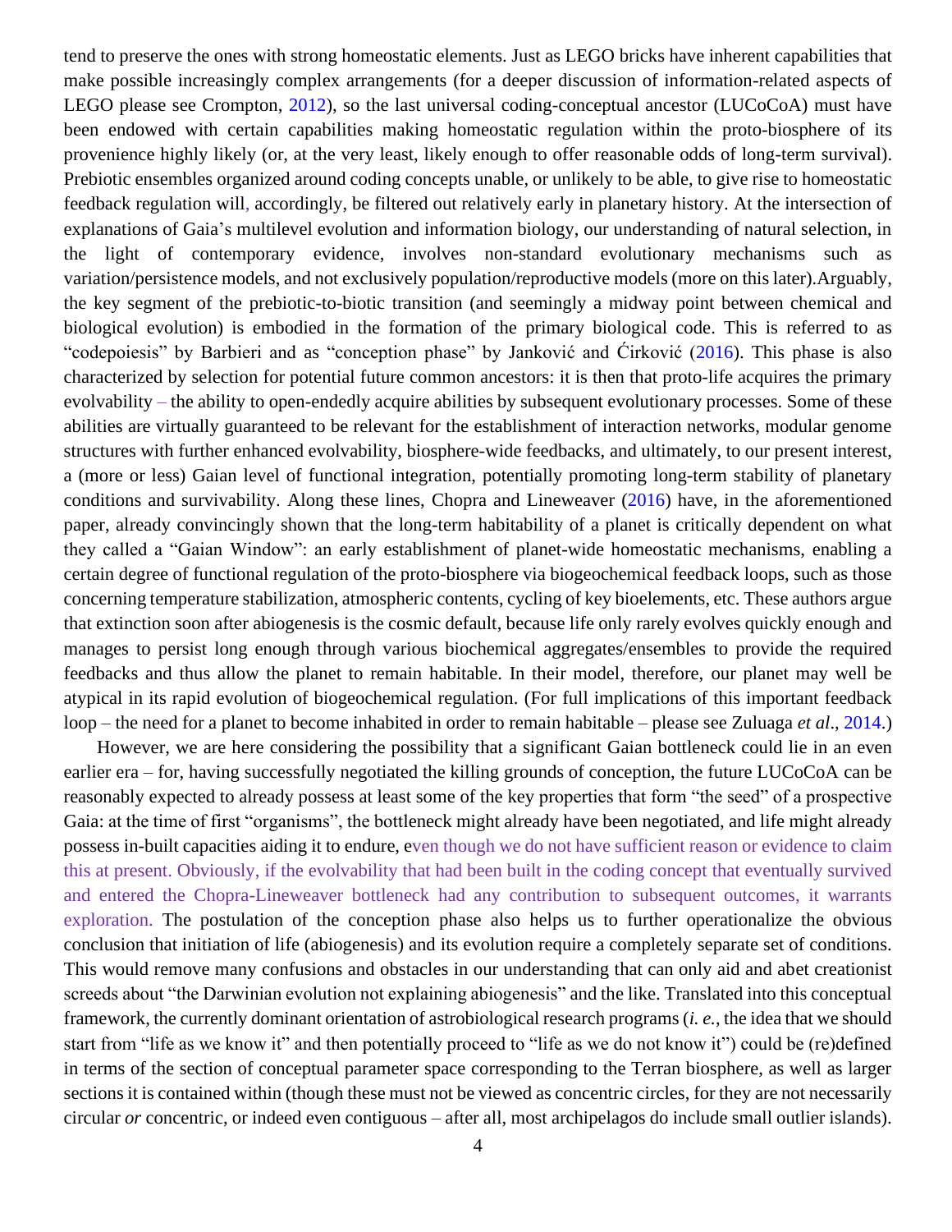tend to preserve the ones with strong homeostatic elements. Just as LEGO bricks have inherent capabilities that make possible increasingly complex arrangements (for a deeper discussion of information-related aspects of LEGO please see Crompton, 2012), so the last universal coding-conceptual ancestor (LUCoCoA) must have been endowed with certain capabilities making homeostatic regulation within the proto-biosphere of its provenience highly likely (or, at the very least, likely enough to offer reasonable odds of long-term survival). Prebiotic ensembles organized around coding concepts unable, or unlikely to be able, to give rise to homeostatic feedback regulation will, accordingly, be filtered out relatively early in planetary history. At the intersection of explanations of Gaia's multilevel evolution and information biology, our understanding of natural selection, in the light of contemporary evidence, involves non-standard evolutionary mechanisms such as variation/persistence models, and not exclusively population/reproductive models (more on this later).Arguably, the key segment of the prebiotic-to-biotic transition (and seemingly a midway point between chemical and biological evolution) is embodied in the formation of the primary biological code. This is referred to as "codepoiesis" by Barbieri and as "conception phase" by Janković and Ćirković (2016). This phase is also characterized by selection for potential future common ancestors: it is then that proto-life acquires the primary evolvability – the ability to open-endedly acquire abilities by subsequent evolutionary processes. Some of these abilities are virtually guaranteed to be relevant for the establishment of interaction networks, modular genome structures with further enhanced evolvability, biosphere-wide feedbacks, and ultimately, to our present interest, a (more or less) Gaian level of functional integration, potentially promoting long-term stability of planetary conditions and survivability. Along these lines, Chopra and Lineweaver (2016) have, in the aforementioned paper, already convincingly shown that the long-term habitability of a planet is critically dependent on what they called a "Gaian Window": an early establishment of planet-wide homeostatic mechanisms, enabling a certain degree of functional regulation of the proto-biosphere via biogeochemical feedback loops, such as those concerning temperature stabilization, atmospheric contents, cycling of key bioelements, etc. These authors argue that extinction soon after abiogenesis is the cosmic default, because life only rarely evolves quickly enough and manages to persist long enough through various biochemical aggregates/ensembles to provide the required feedbacks and thus allow the planet to remain habitable. In their model, therefore, our planet may well be atypical in its rapid evolution of biogeochemical regulation. (For full implications of this important feedback loop – the need for a planet to become inhabited in order to remain habitable – please see Zuluaga *et al*., 2014.)

However, we are here considering the possibility that a significant Gaian bottleneck could lie in an even earlier era – for, having successfully negotiated the killing grounds of conception, the future LUCoCoA can be reasonably expected to already possess at least some of the key properties that form "the seed" of a prospective Gaia: at the time of first "organisms", the bottleneck might already have been negotiated, and life might already possess in-built capacities aiding it to endure, even though we do not have sufficient reason or evidence to claim this at present. Obviously, if the evolvability that had been built in the coding concept that eventually survived and entered the Chopra-Lineweaver bottleneck had any contribution to subsequent outcomes, it warrants exploration. The postulation of the conception phase also helps us to further operationalize the obvious conclusion that initiation of life (abiogenesis) and its evolution require a completely separate set of conditions. This would remove many confusions and obstacles in our understanding that can only aid and abet creationist screeds about "the Darwinian evolution not explaining abiogenesis" and the like. Translated into this conceptual framework, the currently dominant orientation of astrobiological research programs (*i. e.*, the idea that we should start from "life as we know it" and then potentially proceed to "life as we do not know it") could be (re)defined in terms of the section of conceptual parameter space corresponding to the Terran biosphere, as well as larger sections it is contained within (though these must not be viewed as concentric circles, for they are not necessarily circular *or* concentric, or indeed even contiguous – after all, most archipelagos do include small outlier islands).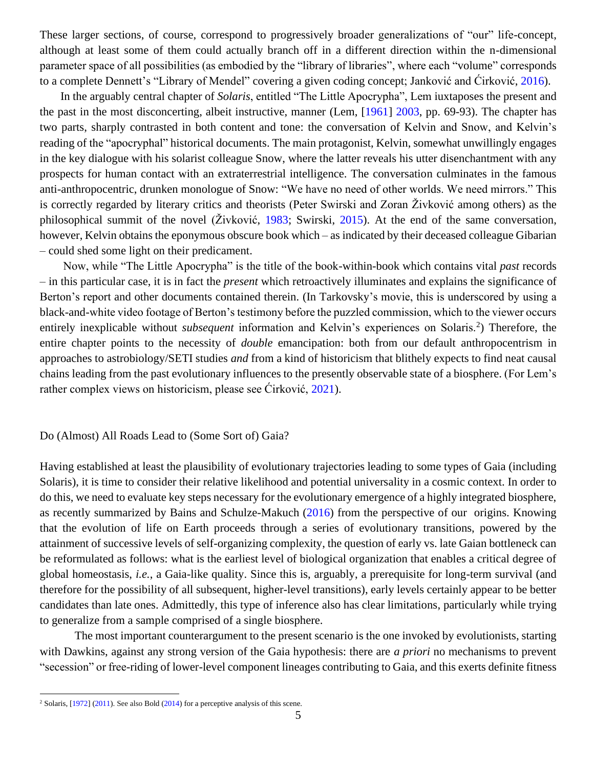These larger sections, of course, correspond to progressively broader generalizations of "our" life-concept, although at least some of them could actually branch off in a different direction within the n-dimensional parameter space of all possibilities (as embodied by the "library of libraries", where each "volume" corresponds to a complete Dennett's "Library of Mendel" covering a given coding concept; Janković and Ćirković, 2016).

In the arguably central chapter of *Solaris*, entitled "The Little Apocrypha", Lem iuxtaposes the present and the past in the most disconcerting, albeit instructive, manner (Lem, [1961] 2003, pp. 69-93). The chapter has two parts, sharply contrasted in both content and tone: the conversation of Kelvin and Snow, and Kelvin's reading of the "apocryphal" historical documents. The main protagonist, Kelvin, somewhat unwillingly engages in the key dialogue with his solarist colleague Snow, where the latter reveals his utter disenchantment with any prospects for human contact with an extraterrestrial intelligence. The conversation culminates in the famous anti-anthropocentric, drunken monologue of Snow: "We have no need of other worlds. We need mirrors." This is correctly regarded by literary critics and theorists (Peter Swirski and Zoran Živković among others) as the philosophical summit of the novel (Živković, 1983; Swirski, 2015). At the end of the same conversation, however, Kelvin obtains the eponymous obscure book which – as indicated by their deceased colleague Gibarian – could shed some light on their predicament.

Now, while "The Little Apocrypha" is the title of the book-within-book which contains vital *past* records – in this particular case, it is in fact the *present* which retroactively illuminates and explains the significance of Berton's report and other documents contained therein. (In Tarkovsky's movie, this is underscored by using a black-and-white video footage of Berton's testimony before the puzzled commission, which to the viewer occurs entirely inexplicable without *subsequent* information and Kelvin's experiences on Solaris.[2]) Therefore, the entire chapter points to the necessity of *double* emancipation: both from our default anthropocentrism in approaches to astrobiology/SETI studies *and* from a kind of historicism that blithely expects to find neat causal chains leading from the past evolutionary influences to the presently observable state of a biosphere. (For Lem's rather complex views on historicism, please see Ćirković, 2021).

## Do (Almost) All Roads Lead to (Some Sort of) Gaia?

Having established at least the plausibility of evolutionary trajectories leading to some types of Gaia (including Solaris), it is time to consider their relative likelihood and potential universality in a cosmic context. In order to do this, we need to evaluate key steps necessary for the evolutionary emergence of a highly integrated biosphere, as recently summarized by Bains and Schulze-Makuch (2016) from the perspective of our origins. Knowing that the evolution of life on Earth proceeds through a series of evolutionary transitions, powered by the attainment of successive levels of self-organizing complexity, the question of early vs. late Gaian bottleneck can be reformulated as follows: what is the earliest level of biological organization that enables a critical degree of global homeostasis, *i.e.*, a Gaia-like quality. Since this is, arguably, a prerequisite for long-term survival (and therefore for the possibility of all subsequent, higher-level transitions), early levels certainly appear to be better candidates than late ones. Admittedly, this type of inference also has clear limitations, particularly while trying to generalize from a sample comprised of a single biosphere.

The most important counterargument to the present scenario is the one invoked by evolutionists, starting with Dawkins, against any strong version of the Gaia hypothesis: there are *a priori* no mechanisms to prevent "secession" or free-riding of lower-level component lineages contributing to Gaia, and this exerts definite fitness

[2] Solaris, [1972] (2011). See also Bold (2014) for a perceptive analysis of this scene.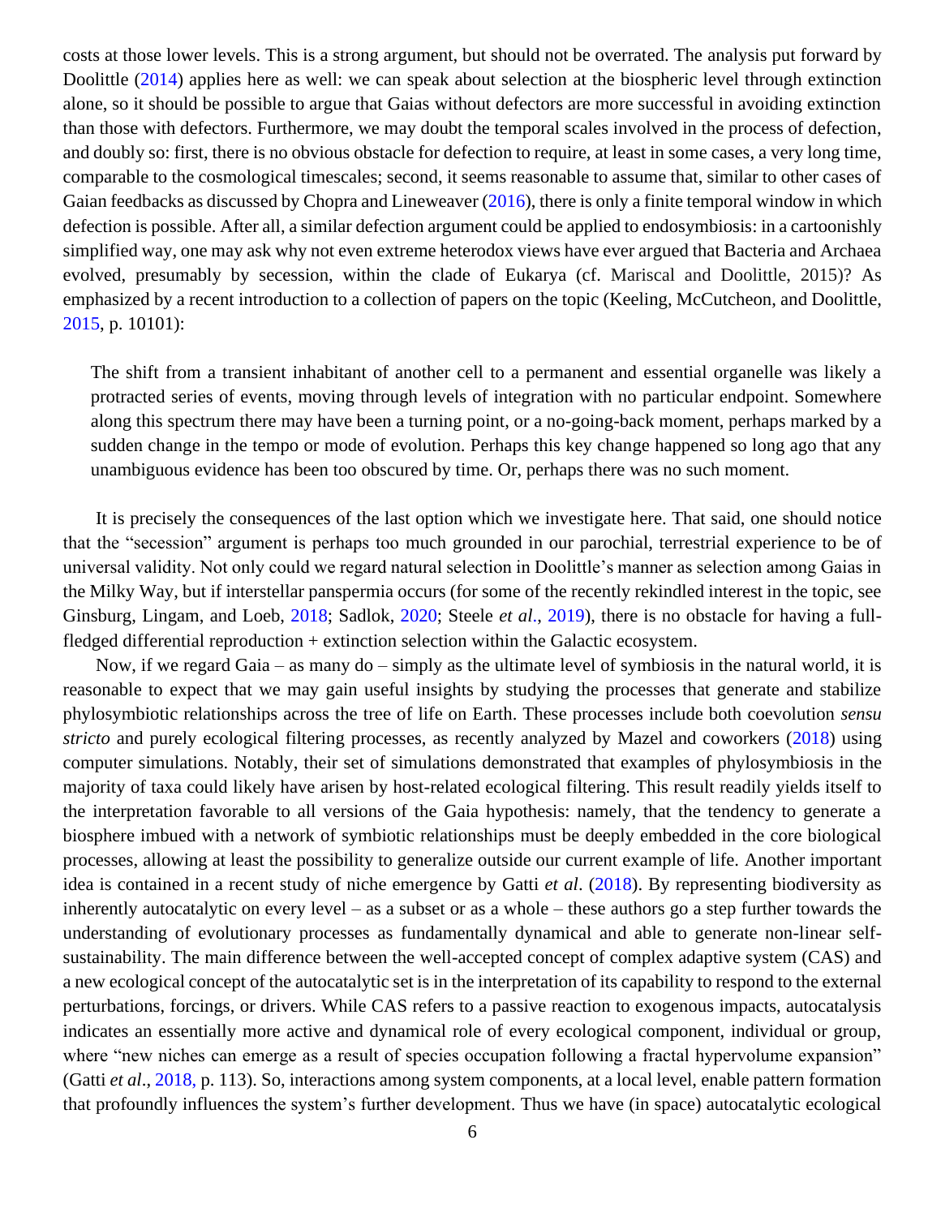costs at those lower levels. This is a strong argument, but should not be overrated. The analysis put forward by Doolittle (2014) applies here as well: we can speak about selection at the biospheric level through extinction alone, so it should be possible to argue that Gaias without defectors are more successful in avoiding extinction than those with defectors. Furthermore, we may doubt the temporal scales involved in the process of defection, and doubly so: first, there is no obvious obstacle for defection to require, at least in some cases, a very long time, comparable to the cosmological timescales; second, it seems reasonable to assume that, similar to other cases of Gaian feedbacks as discussed by Chopra and Lineweaver (2016), there is only a finite temporal window in which defection is possible. After all, a similar defection argument could be applied to endosymbiosis: in a cartoonishly simplified way, one may ask why not even extreme heterodox views have ever argued that Bacteria and Archaea evolved, presumably by secession, within the clade of Eukarya (cf. Mariscal and Doolittle, 2015)? As emphasized by a recent introduction to a collection of papers on the topic (Keeling, McCutcheon, and Doolittle, 2015, p. 10101):

> The shift from a transient inhabitant of another cell to a permanent and essential organelle was likely a protracted series of events, moving through levels of integration with no particular endpoint. Somewhere along this spectrum there may have been a turning point, or a no-going-back moment, perhaps marked by a sudden change in the tempo or mode of evolution. Perhaps this key change happened so long ago that any unambiguous evidence has been too obscured by time. Or, perhaps there was no such moment.

It is precisely the consequences of the last option which we investigate here. That said, one should notice that the "secession" argument is perhaps too much grounded in our parochial, terrestrial experience to be of universal validity. Not only could we regard natural selection in Doolittle's manner as selection among Gaias in the Milky Way, but if interstellar panspermia occurs (for some of the recently rekindled interest in the topic, see Ginsburg, Lingam, and Loeb, 2018; Sadlok, 2020; Steele *et al*., 2019), there is no obstacle for having a full-fledged differential reproduction + extinction selection within the Galactic ecosystem.

Now, if we regard Gaia – as many do – simply as the ultimate level of symbiosis in the natural world, it is reasonable to expect that we may gain useful insights by studying the processes that generate and stabilize phylosymbiotic relationships across the tree of life on Earth. These processes include both coevolution *sensu stricto* and purely ecological filtering processes, as recently analyzed by Mazel and coworkers (2018) using computer simulations. Notably, their set of simulations demonstrated that examples of phylosymbiosis in the majority of taxa could likely have arisen by host-related ecological filtering. This result readily yields itself to the interpretation favorable to all versions of the Gaia hypothesis: namely, that the tendency to generate a biosphere imbued with a network of symbiotic relationships must be deeply embedded in the core biological processes, allowing at least the possibility to generalize outside our current example of life. Another important idea is contained in a recent study of niche emergence by Gatti *et al*. (2018). By representing biodiversity as inherently autocatalytic on every level – as a subset or as a whole – these authors go a step further towards the understanding of evolutionary processes as fundamentally dynamical and able to generate non-linear self-sustainability. The main difference between the well-accepted concept of complex adaptive system (CAS) and a new ecological concept of the autocatalytic set is in the interpretation of its capability to respond to the external perturbations, forcings, or drivers. While CAS refers to a passive reaction to exogenous impacts, autocatalysis indicates an essentially more active and dynamical role of every ecological component, individual or group, where "new niches can emerge as a result of species occupation following a fractal hypervolume expansion" (Gatti *et al*., 2018, p. 113). So, interactions among system components, at a local level, enable pattern formation that profoundly influences the system's further development. Thus we have (in space) autocatalytic ecological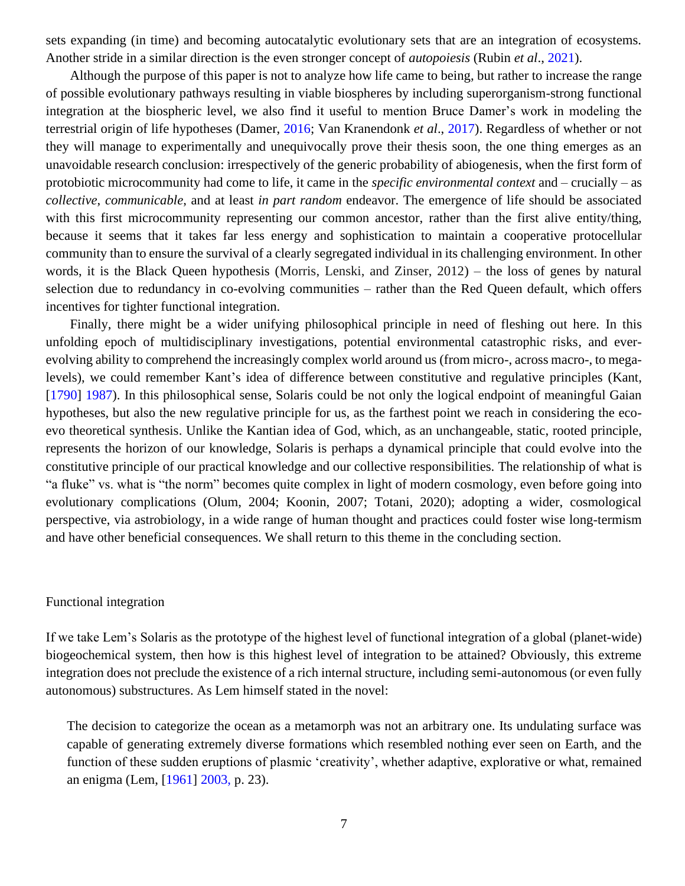sets expanding (in time) and becoming autocatalytic evolutionary sets that are an integration of ecosystems. Another stride in a similar direction is the even stronger concept of *autopoiesis* (Rubin *et al*., 2021).

Although the purpose of this paper is not to analyze how life came to being, but rather to increase the range of possible evolutionary pathways resulting in viable biospheres by including superorganism-strong functional integration at the biospheric level, we also find it useful to mention Bruce Damer's work in modeling the terrestrial origin of life hypotheses (Damer, 2016; Van Kranendonk *et al*., 2017). Regardless of whether or not they will manage to experimentally and unequivocally prove their thesis soon, the one thing emerges as an unavoidable research conclusion: irrespectively of the generic probability of abiogenesis, when the first form of protobiotic microcommunity had come to life, it came in the *specific environmental context* and – crucially – as *collective*, *communicable*, and at least *in part random* endeavor. The emergence of life should be associated with this first microcommunity representing our common ancestor, rather than the first alive entity/thing, because it seems that it takes far less energy and sophistication to maintain a cooperative protocellular community than to ensure the survival of a clearly segregated individual in its challenging environment. In other words, it is the Black Queen hypothesis (Morris, Lenski, and Zinser, 2012) – the loss of genes by natural selection due to redundancy in co-evolving communities – rather than the Red Queen default, which offers incentives for tighter functional integration.

Finally, there might be a wider unifying philosophical principle in need of fleshing out here. In this unfolding epoch of multidisciplinary investigations, potential environmental catastrophic risks, and ever-evolving ability to comprehend the increasingly complex world around us (from micro-, across macro-, to mega-levels), we could remember Kant's idea of difference between constitutive and regulative principles (Kant, [1790] 1987). In this philosophical sense, Solaris could be not only the logical endpoint of meaningful Gaian hypotheses, but also the new regulative principle for us, as the farthest point we reach in considering the eco-evo theoretical synthesis. Unlike the Kantian idea of God, which, as an unchangeable, static, rooted principle, represents the horizon of our knowledge, Solaris is perhaps a dynamical principle that could evolve into the constitutive principle of our practical knowledge and our collective responsibilities. The relationship of what is "a fluke" vs. what is "the norm" becomes quite complex in light of modern cosmology, even before going into evolutionary complications (Olum, 2004; Koonin, 2007; Totani, 2020); adopting a wider, cosmological perspective, via astrobiology, in a wide range of human thought and practices could foster wise long-termism and have other beneficial consequences. We shall return to this theme in the concluding section.

## Functional integration

If we take Lem's Solaris as the prototype of the highest level of functional integration of a global (planet-wide) biogeochemical system, then how is this highest level of integration to be attained? Obviously, this extreme integration does not preclude the existence of a rich internal structure, including semi-autonomous (or even fully autonomous) substructures. As Lem himself stated in the novel:

> The decision to categorize the ocean as a metamorph was not an arbitrary one. Its undulating surface was capable of generating extremely diverse formations which resembled nothing ever seen on Earth, and the function of these sudden eruptions of plasmic 'creativity', whether adaptive, explorative or what, remained an enigma (Lem, [1961] 2003, p. 23).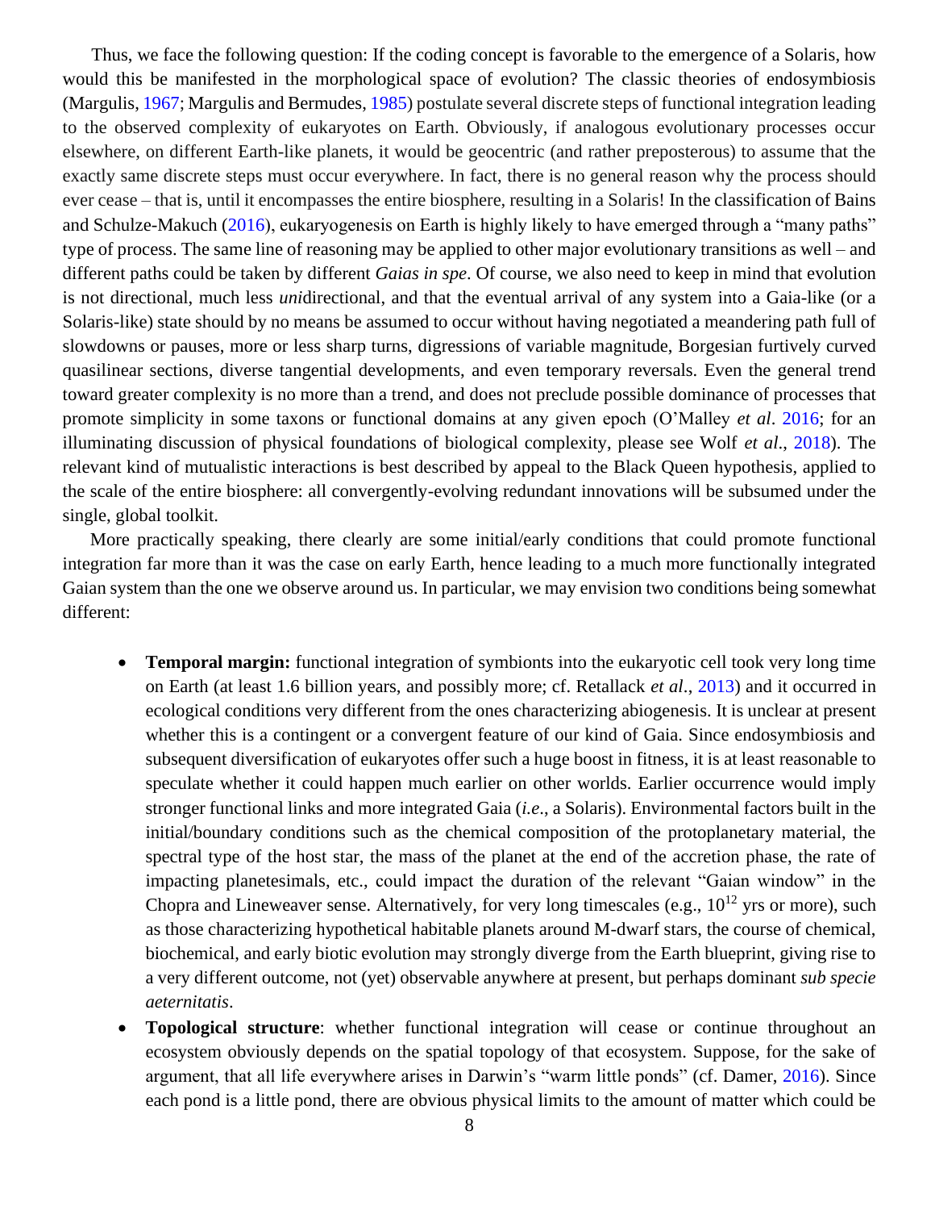Thus, we face the following question: If the coding concept is favorable to the emergence of a Solaris, how would this be manifested in the morphological space of evolution? The classic theories of endosymbiosis (Margulis, 1967; Margulis and Bermudes, 1985) postulate several discrete steps of functional integration leading to the observed complexity of eukaryotes on Earth. Obviously, if analogous evolutionary processes occur elsewhere, on different Earth-like planets, it would be geocentric (and rather preposterous) to assume that the exactly same discrete steps must occur everywhere. In fact, there is no general reason why the process should ever cease – that is, until it encompasses the entire biosphere, resulting in a Solaris! In the classification of Bains and Schulze-Makuch (2016), eukaryogenesis on Earth is highly likely to have emerged through a "many paths" type of process. The same line of reasoning may be applied to other major evolutionary transitions as well – and different paths could be taken by different *Gaias in spe*. Of course, we also need to keep in mind that evolution is not directional, much less *uni*directional, and that the eventual arrival of any system into a Gaia-like (or a Solaris-like) state should by no means be assumed to occur without having negotiated a meandering path full of slowdowns or pauses, more or less sharp turns, digressions of variable magnitude, Borgesian furtively curved quasilinear sections, diverse tangential developments, and even temporary reversals. Even the general trend toward greater complexity is no more than a trend, and does not preclude possible dominance of processes that promote simplicity in some taxons or functional domains at any given epoch (O'Malley *et al*. 2016; for an illuminating discussion of physical foundations of biological complexity, please see Wolf *et al*., 2018). The relevant kind of mutualistic interactions is best described by appeal to the Black Queen hypothesis, applied to the scale of the entire biosphere: all convergently-evolving redundant innovations will be subsumed under the single, global toolkit.

More practically speaking, there clearly are some initial/early conditions that could promote functional integration far more than it was the case on early Earth, hence leading to a much more functionally integrated Gaian system than the one we observe around us. In particular, we may envision two conditions being somewhat different:

- **Temporal margin:** functional integration of symbionts into the eukaryotic cell took very long time on Earth (at least 1.6 billion years, and possibly more; cf. Retallack *et al*., 2013) and it occurred in ecological conditions very different from the ones characterizing abiogenesis. It is unclear at present whether this is a contingent or a convergent feature of our kind of Gaia. Since endosymbiosis and subsequent diversification of eukaryotes offer such a huge boost in fitness, it is at least reasonable to speculate whether it could happen much earlier on other worlds. Earlier occurrence would imply stronger functional links and more integrated Gaia (*i.e*., a Solaris). Environmental factors built in the initial/boundary conditions such as the chemical composition of the protoplanetary material, the spectral type of the host star, the mass of the planet at the end of the accretion phase, the rate of impacting planetesimals, etc., could impact the duration of the relevant "Gaian window" in the Chopra and Lineweaver sense. Alternatively, for very long timescales (e.g., $10^{12}$ yrs or more), such as those characterizing hypothetical habitable planets around M-dwarf stars, the course of chemical, biochemical, and early biotic evolution may strongly diverge from the Earth blueprint, giving rise to a very different outcome, not (yet) observable anywhere at present, but perhaps dominant *sub specie aeternitatis*.
- **Topological structure**: whether functional integration will cease or continue throughout an ecosystem obviously depends on the spatial topology of that ecosystem. Suppose, for the sake of argument, that all life everywhere arises in Darwin's "warm little ponds" (cf. Damer, 2016). Since each pond is a little pond, there are obvious physical limits to the amount of matter which could be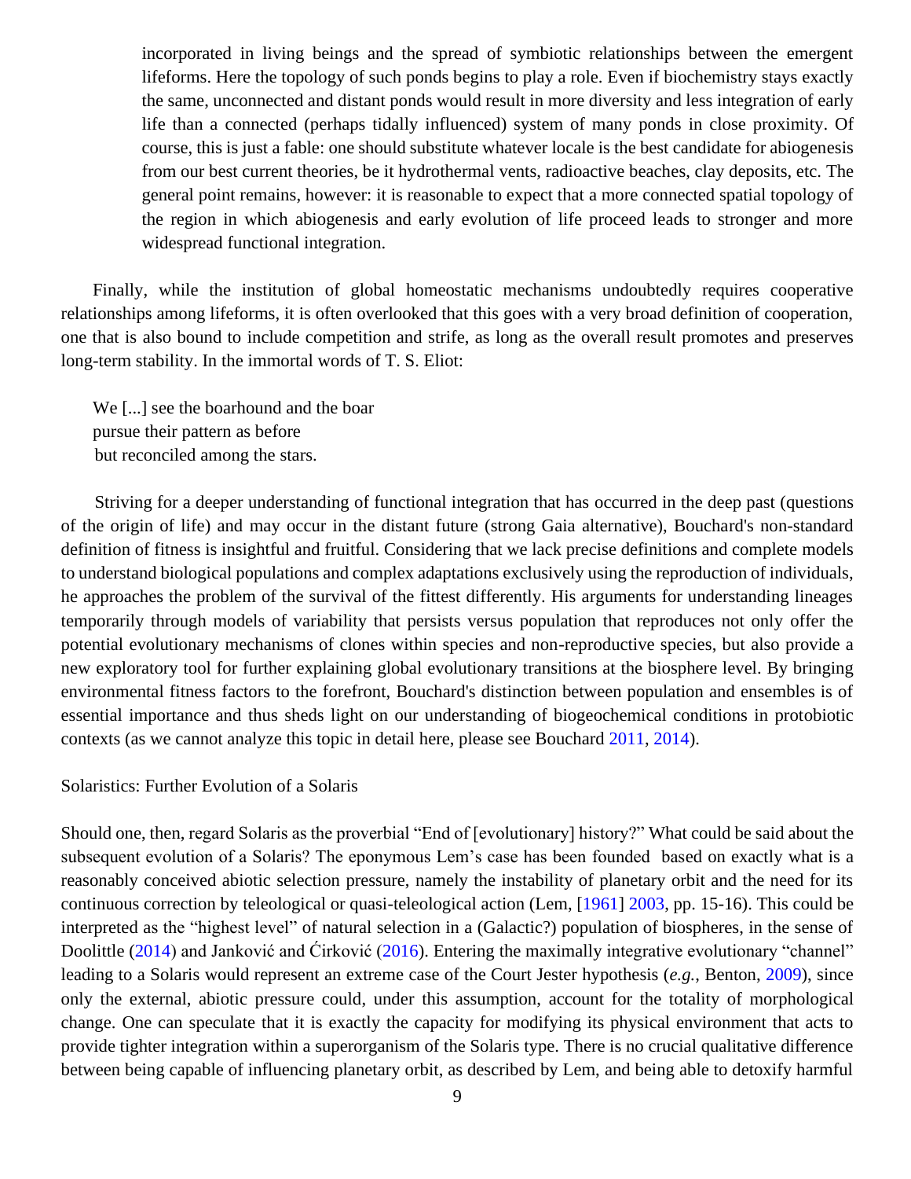> incorporated in living beings and the spread of symbiotic relationships between the emergent lifeforms. Here the topology of such ponds begins to play a role. Even if biochemistry stays exactly the same, unconnected and distant ponds would result in more diversity and less integration of early life than a connected (perhaps tidally influenced) system of many ponds in close proximity. Of course, this is just a fable: one should substitute whatever locale is the best candidate for abiogenesis from our best current theories, be it hydrothermal vents, radioactive beaches, clay deposits, etc. The general point remains, however: it is reasonable to expect that a more connected spatial topology of the region in which abiogenesis and early evolution of life proceed leads to stronger and more widespread functional integration.

Finally, while the institution of global homeostatic mechanisms undoubtedly requires cooperative relationships among lifeforms, it is often overlooked that this goes with a very broad definition of cooperation, one that is also bound to include competition and strife, as long as the overall result promotes and preserves long-term stability. In the immortal words of T. S. Eliot:

> We [...] see the boarhound and the boar
> pursue their pattern as before
> but reconciled among the stars.

Striving for a deeper understanding of functional integration that has occurred in the deep past (questions of the origin of life) and may occur in the distant future (strong Gaia alternative), Bouchard's non-standard definition of fitness is insightful and fruitful. Considering that we lack precise definitions and complete models to understand biological populations and complex adaptations exclusively using the reproduction of individuals, he approaches the problem of the survival of the fittest differently. His arguments for understanding lineages temporarily through models of variability that persists versus population that reproduces not only offer the potential evolutionary mechanisms of clones within species and non-reproductive species, but also provide a new exploratory tool for further explaining global evolutionary transitions at the biosphere level. By bringing environmental fitness factors to the forefront, Bouchard's distinction between population and ensembles is of essential importance and thus sheds light on our understanding of biogeochemical conditions in protobiotic contexts (as we cannot analyze this topic in detail here, please see Bouchard 2011, 2014).

## Solaristics: Further Evolution of a Solaris

Should one, then, regard Solaris as the proverbial "End of [evolutionary] history?" What could be said about the subsequent evolution of a Solaris? The eponymous Lem's case has been founded based on exactly what is a reasonably conceived abiotic selection pressure, namely the instability of planetary orbit and the need for its continuous correction by teleological or quasi-teleological action (Lem, [1961] 2003, pp. 15-16). This could be interpreted as the "highest level" of natural selection in a (Galactic?) population of biospheres, in the sense of Doolittle (2014) and Janković and Ćirković (2016). Entering the maximally integrative evolutionary "channel" leading to a Solaris would represent an extreme case of the Court Jester hypothesis (*e.g.*, Benton, 2009), since only the external, abiotic pressure could, under this assumption, account for the totality of morphological change. One can speculate that it is exactly the capacity for modifying its physical environment that acts to provide tighter integration within a superorganism of the Solaris type. There is no crucial qualitative difference between being capable of influencing planetary orbit, as described by Lem, and being able to detoxify harmful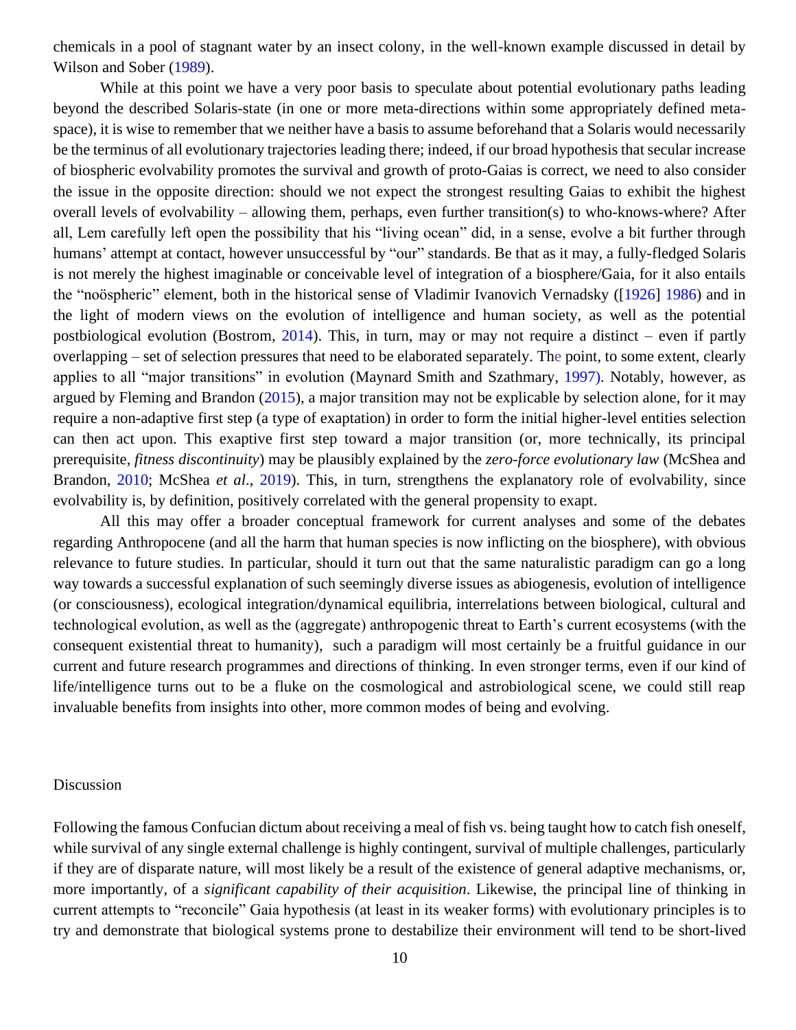chemicals in a pool of stagnant water by an insect colony, in the well-known example discussed in detail by Wilson and Sober (1989).

While at this point we have a very poor basis to speculate about potential evolutionary paths leading beyond the described Solaris-state (in one or more meta-directions within some appropriately defined meta-space), it is wise to remember that we neither have a basis to assume beforehand that a Solaris would necessarily be the terminus of all evolutionary trajectories leading there; indeed, if our broad hypothesis that secular increase of biospheric evolvability promotes the survival and growth of proto-Gaias is correct, we need to also consider the issue in the opposite direction: should we not expect the strongest resulting Gaias to exhibit the highest overall levels of evolvability – allowing them, perhaps, even further transition(s) to who-knows-where? After all, Lem carefully left open the possibility that his "living ocean" did, in a sense, evolve a bit further through humans' attempt at contact, however unsuccessful by "our" standards. Be that as it may, a fully-fledged Solaris is not merely the highest imaginable or conceivable level of integration of a biosphere/Gaia, for it also entails the "noöspheric" element, both in the historical sense of Vladimir Ivanovich Vernadsky ([1926] 1986) and in the light of modern views on the evolution of intelligence and human society, as well as the potential postbiological evolution (Bostrom, 2014). This, in turn, may or may not require a distinct – even if partly overlapping – set of selection pressures that need to be elaborated separately. The point, to some extent, clearly applies to all "major transitions" in evolution (Maynard Smith and Szathmary, 1997). Notably, however, as argued by Fleming and Brandon (2015), a major transition may not be explicable by selection alone, for it may require a non-adaptive first step (a type of exaptation) in order to form the initial higher-level entities selection can then act upon. This exaptive first step toward a major transition (or, more technically, its principal prerequisite, *fitness discontinuity*) may be plausibly explained by the *zero-force evolutionary law* (McShea and Brandon, 2010; McShea *et al*., 2019). This, in turn, strengthens the explanatory role of evolvability, since evolvability is, by definition, positively correlated with the general propensity to exapt.

All this may offer a broader conceptual framework for current analyses and some of the debates regarding Anthropocene (and all the harm that human species is now inflicting on the biosphere), with obvious relevance to future studies. In particular, should it turn out that the same naturalistic paradigm can go a long way towards a successful explanation of such seemingly diverse issues as abiogenesis, evolution of intelligence (or consciousness), ecological integration/dynamical equilibria, interrelations between biological, cultural and technological evolution, as well as the (aggregate) anthropogenic threat to Earth's current ecosystems (with the consequent existential threat to humanity), such a paradigm will most certainly be a fruitful guidance in our current and future research programmes and directions of thinking. In even stronger terms, even if our kind of life/intelligence turns out to be a fluke on the cosmological and astrobiological scene, we could still reap invaluable benefits from insights into other, more common modes of being and evolving.

## Discussion

Following the famous Confucian dictum about receiving a meal of fish vs. being taught how to catch fish oneself, while survival of any single external challenge is highly contingent, survival of multiple challenges, particularly if they are of disparate nature, will most likely be a result of the existence of general adaptive mechanisms, or, more importantly, of a *significant capability of their acquisition*. Likewise, the principal line of thinking in current attempts to "reconcile" Gaia hypothesis (at least in its weaker forms) with evolutionary principles is to try and demonstrate that biological systems prone to destabilize their environment will tend to be short-lived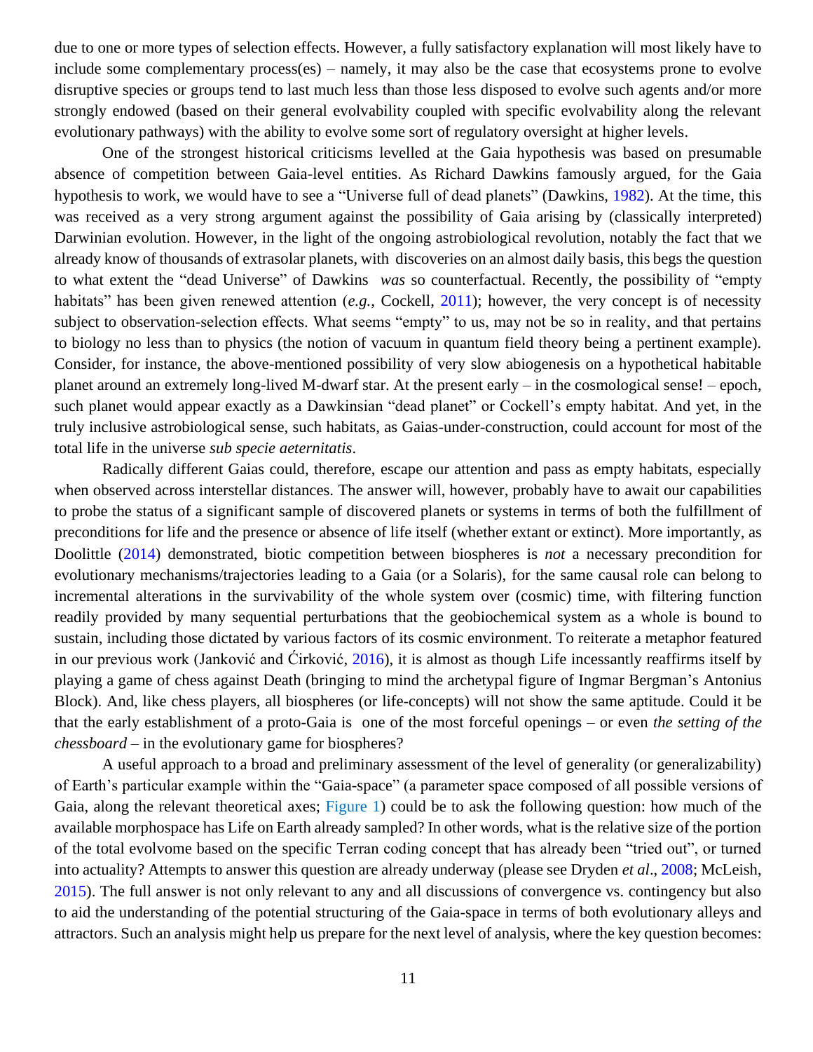due to one or more types of selection effects. However, a fully satisfactory explanation will most likely have to include some complementary process(es) – namely, it may also be the case that ecosystems prone to evolve disruptive species or groups tend to last much less than those less disposed to evolve such agents and/or more strongly endowed (based on their general evolvability coupled with specific evolvability along the relevant evolutionary pathways) with the ability to evolve some sort of regulatory oversight at higher levels.

One of the strongest historical criticisms levelled at the Gaia hypothesis was based on presumable absence of competition between Gaia-level entities. As Richard Dawkins famously argued, for the Gaia hypothesis to work, we would have to see a "Universe full of dead planets" (Dawkins, 1982). At the time, this was received as a very strong argument against the possibility of Gaia arising by (classically interpreted) Darwinian evolution. However, in the light of the ongoing astrobiological revolution, notably the fact that we already know of thousands of extrasolar planets, with discoveries on an almost daily basis, this begs the question to what extent the "dead Universe" of Dawkins *was* so counterfactual. Recently, the possibility of "empty habitats" has been given renewed attention (*e.g.*, Cockell, 2011); however, the very concept is of necessity subject to observation-selection effects. What seems "empty" to us, may not be so in reality, and that pertains to biology no less than to physics (the notion of vacuum in quantum field theory being a pertinent example). Consider, for instance, the above-mentioned possibility of very slow abiogenesis on a hypothetical habitable planet around an extremely long-lived M-dwarf star. At the present early – in the cosmological sense! – epoch, such planet would appear exactly as a Dawkinsian "dead planet" or Cockell's empty habitat. And yet, in the truly inclusive astrobiological sense, such habitats, as Gaias-under-construction, could account for most of the total life in the universe *sub specie aeternitatis*.

Radically different Gaias could, therefore, escape our attention and pass as empty habitats, especially when observed across interstellar distances. The answer will, however, probably have to await our capabilities to probe the status of a significant sample of discovered planets or systems in terms of both the fulfillment of preconditions for life and the presence or absence of life itself (whether extant or extinct). More importantly, as Doolittle (2014) demonstrated, biotic competition between biospheres is *not* a necessary precondition for evolutionary mechanisms/trajectories leading to a Gaia (or a Solaris), for the same causal role can belong to incremental alterations in the survivability of the whole system over (cosmic) time, with filtering function readily provided by many sequential perturbations that the geobiochemical system as a whole is bound to sustain, including those dictated by various factors of its cosmic environment. To reiterate a metaphor featured in our previous work (Janković and Ćirković, 2016), it is almost as though Life incessantly reaffirms itself by playing a game of chess against Death (bringing to mind the archetypal figure of Ingmar Bergman's Antonius Block). And, like chess players, all biospheres (or life-concepts) will not show the same aptitude. Could it be that the early establishment of a proto-Gaia is one of the most forceful openings – or even *the setting of the chessboard* – in the evolutionary game for biospheres?

A useful approach to a broad and preliminary assessment of the level of generality (or generalizability) of Earth's particular example within the "Gaia-space" (a parameter space composed of all possible versions of Gaia, along the relevant theoretical axes; Figure 1) could be to ask the following question: how much of the available morphospace has Life on Earth already sampled? In other words, what is the relative size of the portion of the total evolvome based on the specific Terran coding concept that has already been "tried out", or turned into actuality? Attempts to answer this question are already underway (please see Dryden *et al*., 2008; McLeish, 2015). The full answer is not only relevant to any and all discussions of convergence vs. contingency but also to aid the understanding of the potential structuring of the Gaia-space in terms of both evolutionary alleys and attractors. Such an analysis might help us prepare for the next level of analysis, where the key question becomes: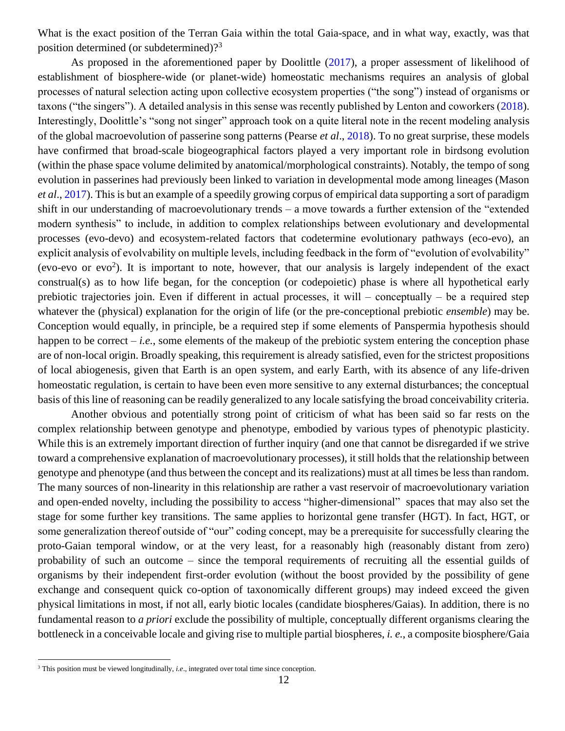What is the exact position of the Terran Gaia within the total Gaia-space, and in what way, exactly, was that position determined (or subdetermined)?[3]

As proposed in the aforementioned paper by Doolittle (2017), a proper assessment of likelihood of establishment of biosphere-wide (or planet-wide) homeostatic mechanisms requires an analysis of global processes of natural selection acting upon collective ecosystem properties ("the song") instead of organisms or taxons ("the singers"). A detailed analysis in this sense was recently published by Lenton and coworkers (2018). Interestingly, Doolittle's "song not singer" approach took on a quite literal note in the recent modeling analysis of the global macroevolution of passerine song patterns (Pearse *et al*., 2018). To no great surprise, these models have confirmed that broad-scale biogeographical factors played a very important role in birdsong evolution (within the phase space volume delimited by anatomical/morphological constraints). Notably, the tempo of song evolution in passerines had previously been linked to variation in developmental mode among lineages (Mason *et al*., 2017). This is but an example of a speedily growing corpus of empirical data supporting a sort of paradigm shift in our understanding of macroevolutionary trends – a move towards a further extension of the "extended modern synthesis" to include, in addition to complex relationships between evolutionary and developmental processes (evo-devo) and ecosystem-related factors that codetermine evolutionary pathways (eco-evo), an explicit analysis of evolvability on multiple levels, including feedback in the form of "evolution of evolvability" (evo-evo or evo$^2$). It is important to note, however, that our analysis is largely independent of the exact construal(s) as to how life began, for the conception (or codepoietic) phase is where all hypothetical early prebiotic trajectories join. Even if different in actual processes, it will – conceptually – be a required step whatever the (physical) explanation for the origin of life (or the pre-conceptional prebiotic *ensemble*) may be. Conception would equally, in principle, be a required step if some elements of Panspermia hypothesis should happen to be correct – *i.e.*, some elements of the makeup of the prebiotic system entering the conception phase are of non-local origin. Broadly speaking, this requirement is already satisfied, even for the strictest propositions of local abiogenesis, given that Earth is an open system, and early Earth, with its absence of any life-driven homeostatic regulation, is certain to have been even more sensitive to any external disturbances; the conceptual basis of this line of reasoning can be readily generalized to any locale satisfying the broad conceivability criteria.

Another obvious and potentially strong point of criticism of what has been said so far rests on the complex relationship between genotype and phenotype, embodied by various types of phenotypic plasticity. While this is an extremely important direction of further inquiry (and one that cannot be disregarded if we strive toward a comprehensive explanation of macroevolutionary processes), it still holds that the relationship between genotype and phenotype (and thus between the concept and its realizations) must at all times be less than random. The many sources of non-linearity in this relationship are rather a vast reservoir of macroevolutionary variation and open-ended novelty, including the possibility to access "higher-dimensional" spaces that may also set the stage for some further key transitions. The same applies to horizontal gene transfer (HGT). In fact, HGT, or some generalization thereof outside of "our" coding concept, may be a prerequisite for successfully clearing the proto-Gaian temporal window, or at the very least, for a reasonably high (reasonably distant from zero) probability of such an outcome – since the temporal requirements of recruiting all the essential guilds of organisms by their independent first-order evolution (without the boost provided by the possibility of gene exchange and consequent quick co-option of taxonomically different groups) may indeed exceed the given physical limitations in most, if not all, early biotic locales (candidate biospheres/Gaias). In addition, there is no fundamental reason to *a priori* exclude the possibility of multiple, conceptually different organisms clearing the bottleneck in a conceivable locale and giving rise to multiple partial biospheres, *i. e.*, a composite biosphere/Gaia

[3] This position must be viewed longitudinally, *i.e*., integrated over total time since conception.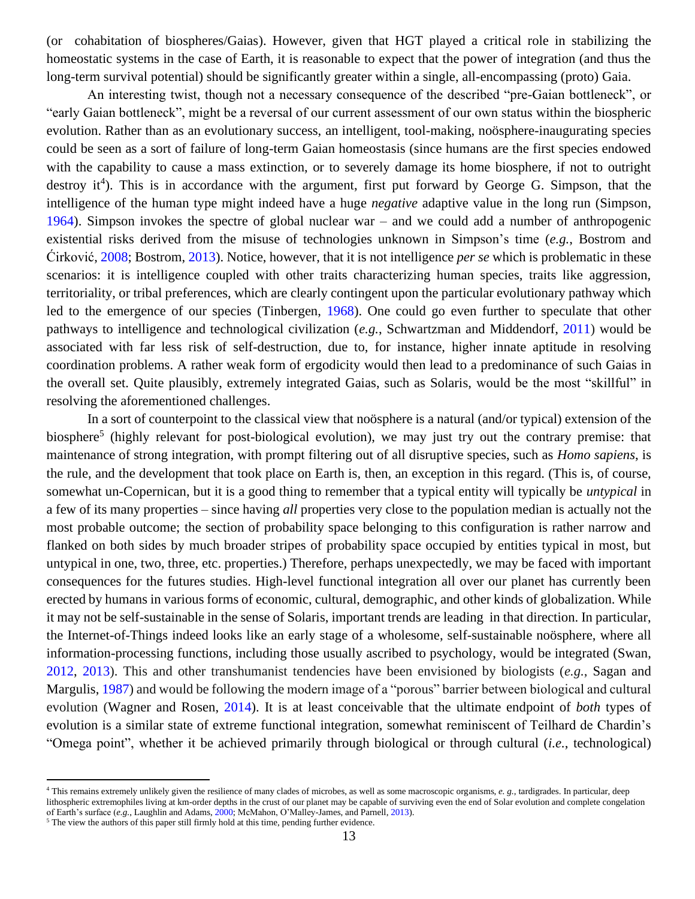(or cohabitation of biospheres/Gaias). However, given that HGT played a critical role in stabilizing the homeostatic systems in the case of Earth, it is reasonable to expect that the power of integration (and thus the long-term survival potential) should be significantly greater within a single, all-encompassing (proto) Gaia.

An interesting twist, though not a necessary consequence of the described "pre-Gaian bottleneck", or "early Gaian bottleneck", might be a reversal of our current assessment of our own status within the biospheric evolution. Rather than as an evolutionary success, an intelligent, tool-making, noösphere-inaugurating species could be seen as a sort of failure of long-term Gaian homeostasis (since humans are the first species endowed with the capability to cause a mass extinction, or to severely damage its home biosphere, if not to outright destroy it[4]). This is in accordance with the argument, first put forward by George G. Simpson, that the intelligence of the human type might indeed have a huge *negative* adaptive value in the long run (Simpson, 1964). Simpson invokes the spectre of global nuclear war – and we could add a number of anthropogenic existential risks derived from the misuse of technologies unknown in Simpson's time (*e.g.*, Bostrom and Ćirković, 2008; Bostrom, 2013). Notice, however, that it is not intelligence *per se* which is problematic in these scenarios: it is intelligence coupled with other traits characterizing human species, traits like aggression, territoriality, or tribal preferences, which are clearly contingent upon the particular evolutionary pathway which led to the emergence of our species (Tinbergen, 1968). One could go even further to speculate that other pathways to intelligence and technological civilization (*e.g.*, Schwartzman and Middendorf, 2011) would be associated with far less risk of self-destruction, due to, for instance, higher innate aptitude in resolving coordination problems. A rather weak form of ergodicity would then lead to a predominance of such Gaias in the overall set. Quite plausibly, extremely integrated Gaias, such as Solaris, would be the most "skillful" in resolving the aforementioned challenges.

In a sort of counterpoint to the classical view that noösphere is a natural (and/or typical) extension of the biosphere[5] (highly relevant for post-biological evolution), we may just try out the contrary premise: that maintenance of strong integration, with prompt filtering out of all disruptive species, such as *Homo sapiens*, is the rule, and the development that took place on Earth is, then, an exception in this regard. (This is, of course, somewhat un-Copernican, but it is a good thing to remember that a typical entity will typically be *untypical* in a few of its many properties – since having *all* properties very close to the population median is actually not the most probable outcome; the section of probability space belonging to this configuration is rather narrow and flanked on both sides by much broader stripes of probability space occupied by entities typical in most, but untypical in one, two, three, etc. properties.) Therefore, perhaps unexpectedly, we may be faced with important consequences for the futures studies. High-level functional integration all over our planet has currently been erected by humans in various forms of economic, cultural, demographic, and other kinds of globalization. While it may not be self-sustainable in the sense of Solaris, important trends are leading in that direction. In particular, the Internet-of-Things indeed looks like an early stage of a wholesome, self-sustainable noösphere, where all information-processing functions, including those usually ascribed to psychology, would be integrated (Swan, 2012, 2013). This and other transhumanist tendencies have been envisioned by biologists (*e.g.*, Sagan and Margulis, 1987) and would be following the modern image of a "porous" barrier between biological and cultural evolution (Wagner and Rosen, 2014). It is at least conceivable that the ultimate endpoint of *both* types of evolution is a similar state of extreme functional integration, somewhat reminiscent of Teilhard de Chardin's "Omega point", whether it be achieved primarily through biological or through cultural (*i.e.*, technological)

---

[4] This remains extremely unlikely given the resilience of many clades of microbes, as well as some macroscopic organisms, *e. g.*, tardigrades. In particular, deep lithospheric extremophiles living at km-order depths in the crust of our planet may be capable of surviving even the end of Solar evolution and complete congelation of Earth's surface (*e.g.*, Laughlin and Adams, 2000; McMahon, O'Malley-James, and Parnell, 2013).

[5] The view the authors of this paper still firmly hold at this time, pending further evidence.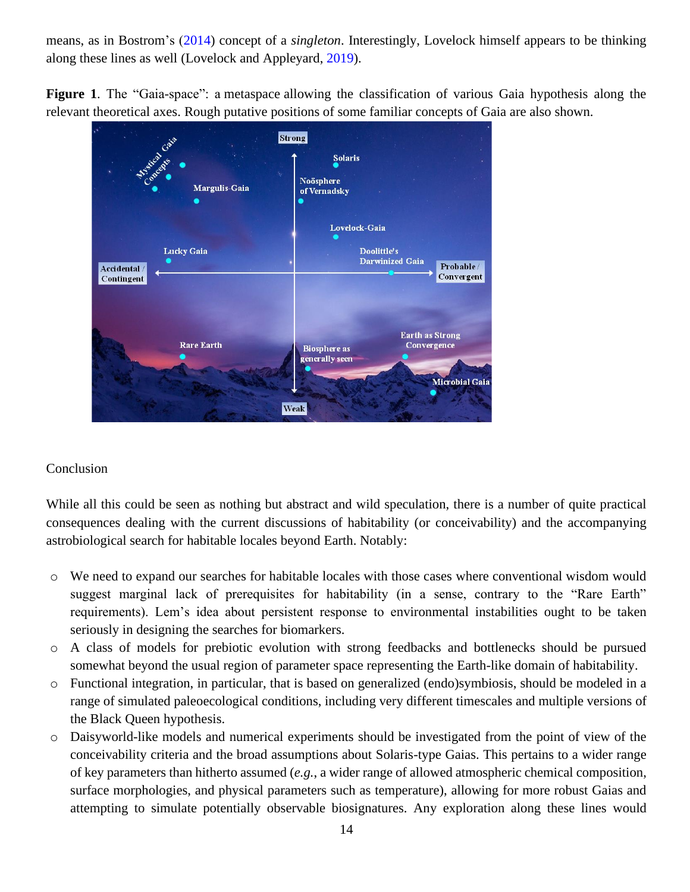means, as in Bostrom's (2014) concept of a *singleton*. Interestingly, Lovelock himself appears to be thinking along these lines as well (Lovelock and Appleyard, 2019).

**Figure 1**. The "Gaia-space": a metaspace allowing the classification of various Gaia hypothesis along the relevant theoretical axes. Rough putative positions of some familiar concepts of Gaia are also shown.

## Conclusion

While all this could be seen as nothing but abstract and wild speculation, there is a number of quite practical consequences dealing with the current discussions of habitability (or conceivability) and the accompanying astrobiological search for habitable locales beyond Earth. Notably:

- We need to expand our searches for habitable locales with those cases where conventional wisdom would suggest marginal lack of prerequisites for habitability (in a sense, contrary to the "Rare Earth" requirements). Lem's idea about persistent response to environmental instabilities ought to be taken seriously in designing the searches for biomarkers.
- A class of models for prebiotic evolution with strong feedbacks and bottlenecks should be pursued somewhat beyond the usual region of parameter space representing the Earth-like domain of habitability.
- Functional integration, in particular, that is based on generalized (endo)symbiosis, should be modeled in a range of simulated paleoecological conditions, including very different timescales and multiple versions of the Black Queen hypothesis.
- Daisyworld-like models and numerical experiments should be investigated from the point of view of the conceivability criteria and the broad assumptions about Solaris-type Gaias. This pertains to a wider range of key parameters than hitherto assumed (*e.g.*, a wider range of allowed atmospheric chemical composition, surface morphologies, and physical parameters such as temperature), allowing for more robust Gaias and attempting to simulate potentially observable biosignatures. Any exploration along these lines would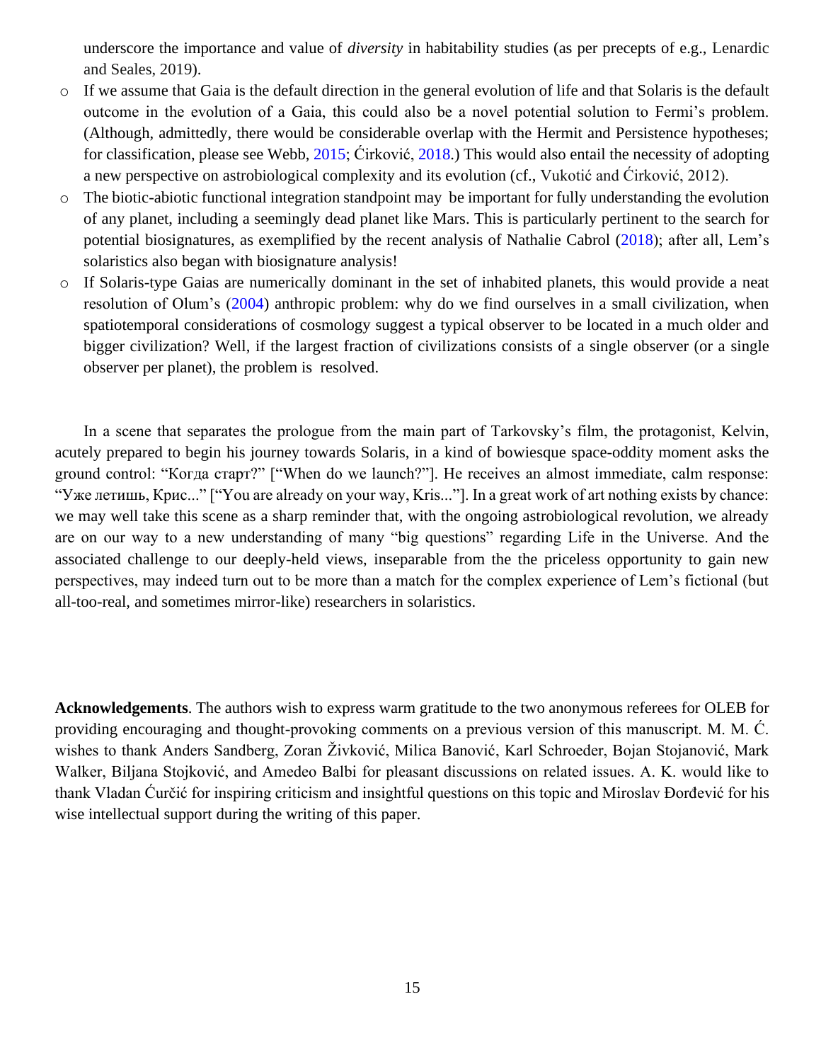underscore the importance and value of *diversity* in habitability studies (as per precepts of e.g., Lenardic and Seales, 2019).

- If we assume that Gaia is the default direction in the general evolution of life and that Solaris is the default outcome in the evolution of a Gaia, this could also be a novel potential solution to Fermi's problem. (Although, admittedly, there would be considerable overlap with the Hermit and Persistence hypotheses; for classification, please see Webb, 2015; Ćirković, 2018.) This would also entail the necessity of adopting a new perspective on astrobiological complexity and its evolution (cf., Vukotić and Ćirković, 2012).
- The biotic-abiotic functional integration standpoint may be important for fully understanding the evolution of any planet, including a seemingly dead planet like Mars. This is particularly pertinent to the search for potential biosignatures, as exemplified by the recent analysis of Nathalie Cabrol (2018); after all, Lem's solaristics also began with biosignature analysis!
- If Solaris-type Gaias are numerically dominant in the set of inhabited planets, this would provide a neat resolution of Olum's (2004) anthropic problem: why do we find ourselves in a small civilization, when spatiotemporal considerations of cosmology suggest a typical observer to be located in a much older and bigger civilization? Well, if the largest fraction of civilizations consists of a single observer (or a single observer per planet), the problem is resolved.

In a scene that separates the prologue from the main part of Tarkovsky's film, the protagonist, Kelvin, acutely prepared to begin his journey towards Solaris, in a kind of bowiesque space-oddity moment asks the ground control: "Когда старт?" ["When do we launch?"]. He receives an almost immediate, calm response: "Уже летишь, Крис..." ["You are already on your way, Kris..."]. In a great work of art nothing exists by chance: we may well take this scene as a sharp reminder that, with the ongoing astrobiological revolution, we already are on our way to a new understanding of many "big questions" regarding Life in the Universe. And the associated challenge to our deeply-held views, inseparable from the the priceless opportunity to gain new perspectives, may indeed turn out to be more than a match for the complex experience of Lem's fictional (but all-too-real, and sometimes mirror-like) researchers in solaristics.

**Acknowledgements**. The authors wish to express warm gratitude to the two anonymous referees for OLEB for providing encouraging and thought-provoking comments on a previous version of this manuscript. M. M. Ć. wishes to thank Anders Sandberg, Zoran Živković, Milica Banović, Karl Schroeder, Bojan Stojanović, Mark Walker, Biljana Stojković, and Amedeo Balbi for pleasant discussions on related issues. A. K. would like to thank Vladan Ćurčić for inspiring criticism and insightful questions on this topic and Miroslav Đorđević for his wise intellectual support during the writing of this paper.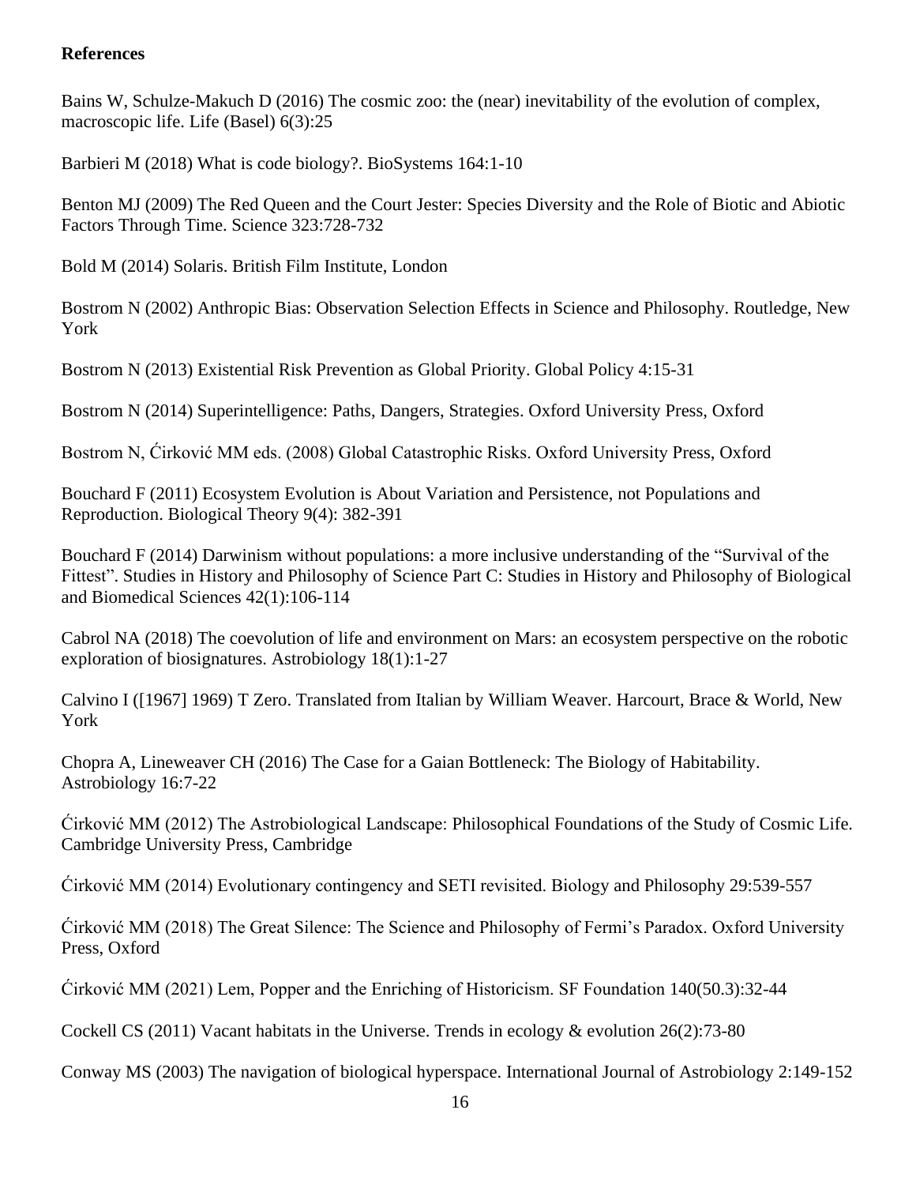**References**

Bains W, Schulze-Makuch D (2016) The cosmic zoo: the (near) inevitability of the evolution of complex, macroscopic life. Life (Basel) 6(3):25

Barbieri M (2018) What is code biology?. BioSystems 164:1-10

Benton MJ (2009) The Red Queen and the Court Jester: Species Diversity and the Role of Biotic and Abiotic Factors Through Time. Science 323:728-732

Bold M (2014) Solaris. British Film Institute, London

Bostrom N (2002) Anthropic Bias: Observation Selection Effects in Science and Philosophy. Routledge, New York

Bostrom N (2013) Existential Risk Prevention as Global Priority. Global Policy 4:15-31

Bostrom N (2014) Superintelligence: Paths, Dangers, Strategies. Oxford University Press, Oxford

Bostrom N, Ćirković MM eds. (2008) Global Catastrophic Risks. Oxford University Press, Oxford

Bouchard F (2011) Ecosystem Evolution is About Variation and Persistence, not Populations and Reproduction. Biological Theory 9(4): 382-391

Bouchard F (2014) Darwinism without populations: a more inclusive understanding of the "Survival of the Fittest". Studies in History and Philosophy of Science Part C: Studies in History and Philosophy of Biological and Biomedical Sciences 42(1):106-114

Cabrol NA (2018) The coevolution of life and environment on Mars: an ecosystem perspective on the robotic exploration of biosignatures. Astrobiology 18(1):1-27

Calvino I ([1967] 1969) T Zero. Translated from Italian by William Weaver. Harcourt, Brace & World, New York

Chopra A, Lineweaver CH (2016) The Case for a Gaian Bottleneck: The Biology of Habitability. Astrobiology 16:7-22

Ćirković MM (2012) The Astrobiological Landscape: Philosophical Foundations of the Study of Cosmic Life. Cambridge University Press, Cambridge

Ćirković MM (2014) Evolutionary contingency and SETI revisited. Biology and Philosophy 29:539-557

Ćirković MM (2018) The Great Silence: The Science and Philosophy of Fermi's Paradox. Oxford University Press, Oxford

Ćirković MM (2021) Lem, Popper and the Enriching of Historicism. SF Foundation 140(50.3):32-44

Cockell CS (2011) Vacant habitats in the Universe. Trends in ecology & evolution 26(2):73-80

Conway MS (2003) The navigation of biological hyperspace. International Journal of Astrobiology 2:149-152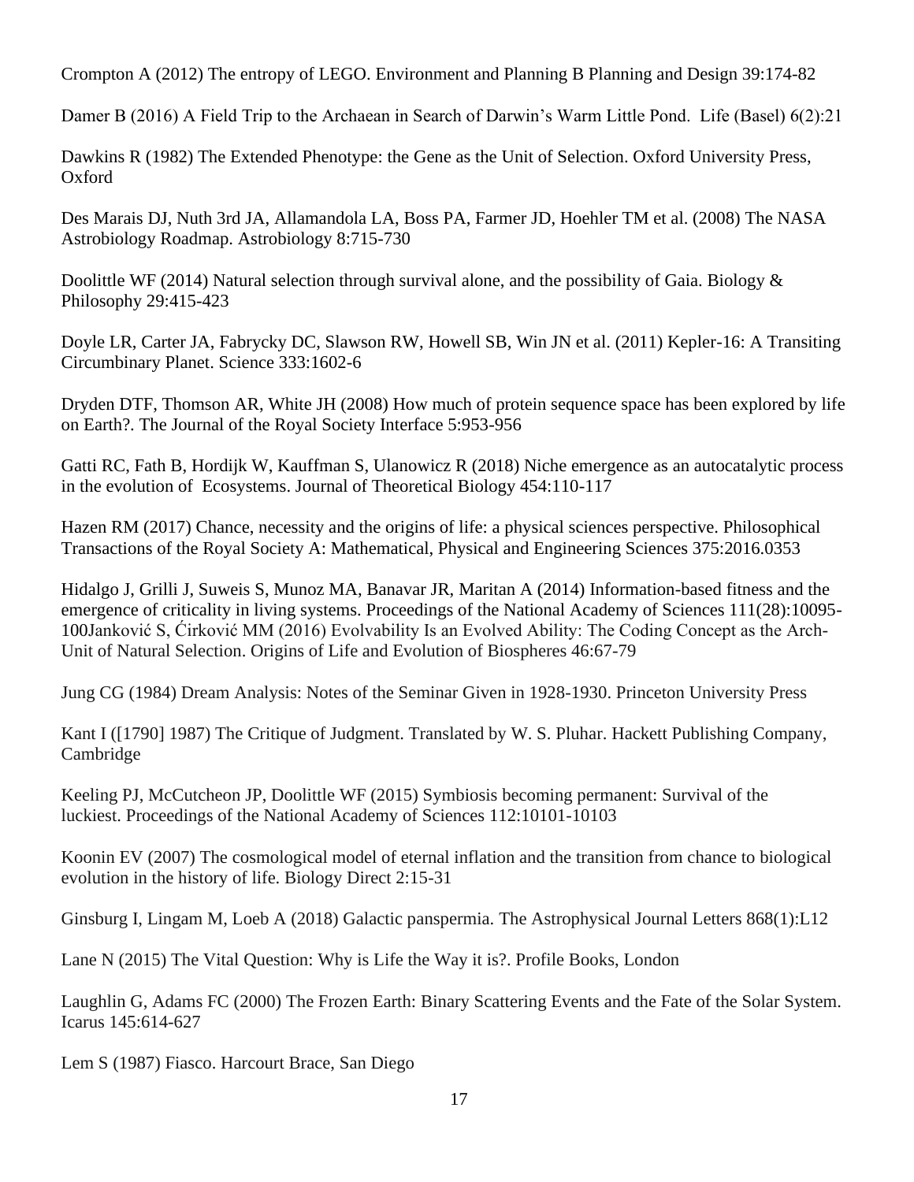Crompton A (2012) The entropy of LEGO. Environment and Planning B Planning and Design 39:174-82

Damer B (2016) A Field Trip to the Archaean in Search of Darwin's Warm Little Pond. Life (Basel) 6(2):21

Dawkins R (1982) The Extended Phenotype: the Gene as the Unit of Selection. Oxford University Press, Oxford

Des Marais DJ, Nuth 3rd JA, Allamandola LA, Boss PA, Farmer JD, Hoehler TM et al. (2008) The NASA Astrobiology Roadmap. Astrobiology 8:715-730

Doolittle WF (2014) Natural selection through survival alone, and the possibility of Gaia. Biology & Philosophy 29:415-423

Doyle LR, Carter JA, Fabrycky DC, Slawson RW, Howell SB, Win JN et al. (2011) Kepler-16: A Transiting Circumbinary Planet. Science 333:1602-6

Dryden DTF, Thomson AR, White JH (2008) How much of protein sequence space has been explored by life on Earth?. The Journal of the Royal Society Interface 5:953-956

Gatti RC, Fath B, Hordijk W, Kauffman S, Ulanowicz R (2018) Niche emergence as an autocatalytic process in the evolution of Ecosystems. Journal of Theoretical Biology 454:110-117

Hazen RM (2017) Chance, necessity and the origins of life: a physical sciences perspective. Philosophical Transactions of the Royal Society A: Mathematical, Physical and Engineering Sciences 375:2016.0353

Hidalgo J, Grilli J, Suweis S, Munoz MA, Banavar JR, Maritan A (2014) Information-based fitness and the emergence of criticality in living systems. Proceedings of the National Academy of Sciences 111(28):10095-100Janković S, Ćirković MM (2016) Evolvability Is an Evolved Ability: The Coding Concept as the Arch-Unit of Natural Selection. Origins of Life and Evolution of Biospheres 46:67-79

Jung CG (1984) Dream Analysis: Notes of the Seminar Given in 1928-1930. Princeton University Press

Kant I ([1790] 1987) The Critique of Judgment. Translated by W. S. Pluhar. Hackett Publishing Company, Cambridge

Keeling PJ, McCutcheon JP, Doolittle WF (2015) Symbiosis becoming permanent: Survival of the luckiest. Proceedings of the National Academy of Sciences 112:10101-10103

Koonin EV (2007) The cosmological model of eternal inflation and the transition from chance to biological evolution in the history of life. Biology Direct 2:15-31

Ginsburg I, Lingam M, Loeb A (2018) Galactic panspermia. The Astrophysical Journal Letters 868(1):L12

Lane N (2015) The Vital Question: Why is Life the Way it is?. Profile Books, London

Laughlin G, Adams FC (2000) The Frozen Earth: Binary Scattering Events and the Fate of the Solar System. Icarus 145:614-627

Lem S (1987) Fiasco. Harcourt Brace, San Diego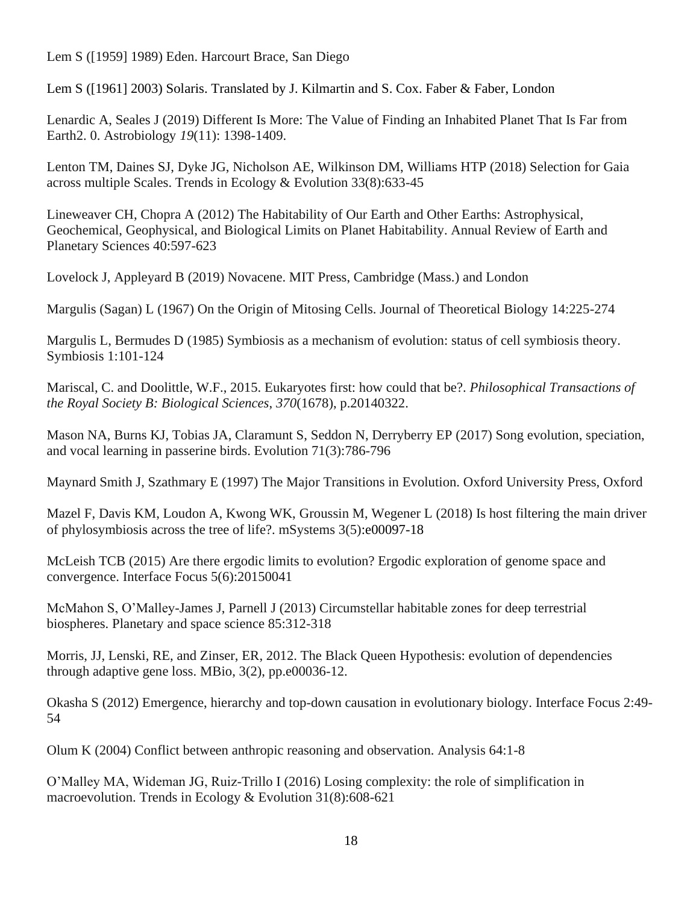Lem S ([1959] 1989) Eden. Harcourt Brace, San Diego

Lem S ([1961] 2003) Solaris. Translated by J. Kilmartin and S. Cox. Faber & Faber, London

Lenardic A, Seales J (2019) Different Is More: The Value of Finding an Inhabited Planet That Is Far from Earth2. 0. Astrobiology *19*(11): 1398-1409.

Lenton TM, Daines SJ, Dyke JG, Nicholson AE, Wilkinson DM, Williams HTP (2018) Selection for Gaia across multiple Scales. Trends in Ecology & Evolution 33(8):633-45

Lineweaver CH, Chopra A (2012) The Habitability of Our Earth and Other Earths: Astrophysical, Geochemical, Geophysical, and Biological Limits on Planet Habitability. Annual Review of Earth and Planetary Sciences 40:597-623

Lovelock J, Appleyard B (2019) Novacene. MIT Press, Cambridge (Mass.) and London

Margulis (Sagan) L (1967) On the Origin of Mitosing Cells. Journal of Theoretical Biology 14:225-274

Margulis L, Bermudes D (1985) Symbiosis as a mechanism of evolution: status of cell symbiosis theory. Symbiosis 1:101-124

Mariscal, C. and Doolittle, W.F., 2015. Eukaryotes first: how could that be?. *Philosophical Transactions of the Royal Society B: Biological Sciences*, *370*(1678), p.20140322.

Mason NA, Burns KJ, Tobias JA, Claramunt S, Seddon N, Derryberry EP (2017) Song evolution, speciation, and vocal learning in passerine birds. Evolution 71(3):786-796

Maynard Smith J, Szathmary E (1997) The Major Transitions in Evolution. Oxford University Press, Oxford

Mazel F, Davis KM, Loudon A, Kwong WK, Groussin M, Wegener L (2018) Is host filtering the main driver of phylosymbiosis across the tree of life?. mSystems 3(5):e00097-18

McLeish TCB (2015) Are there ergodic limits to evolution? Ergodic exploration of genome space and convergence. Interface Focus 5(6):20150041

McMahon S, O'Malley-James J, Parnell J (2013) Circumstellar habitable zones for deep terrestrial biospheres. Planetary and space science 85:312-318

Morris, JJ, Lenski, RE, and Zinser, ER, 2012. The Black Queen Hypothesis: evolution of dependencies through adaptive gene loss. MBio, 3(2), pp.e00036-12.

Okasha S (2012) Emergence, hierarchy and top-down causation in evolutionary biology. Interface Focus 2:49-54

Olum K (2004) Conflict between anthropic reasoning and observation. Analysis 64:1-8

O'Malley MA, Wideman JG, Ruiz-Trillo I (2016) Losing complexity: the role of simplification in macroevolution. Trends in Ecology & Evolution 31(8):608-621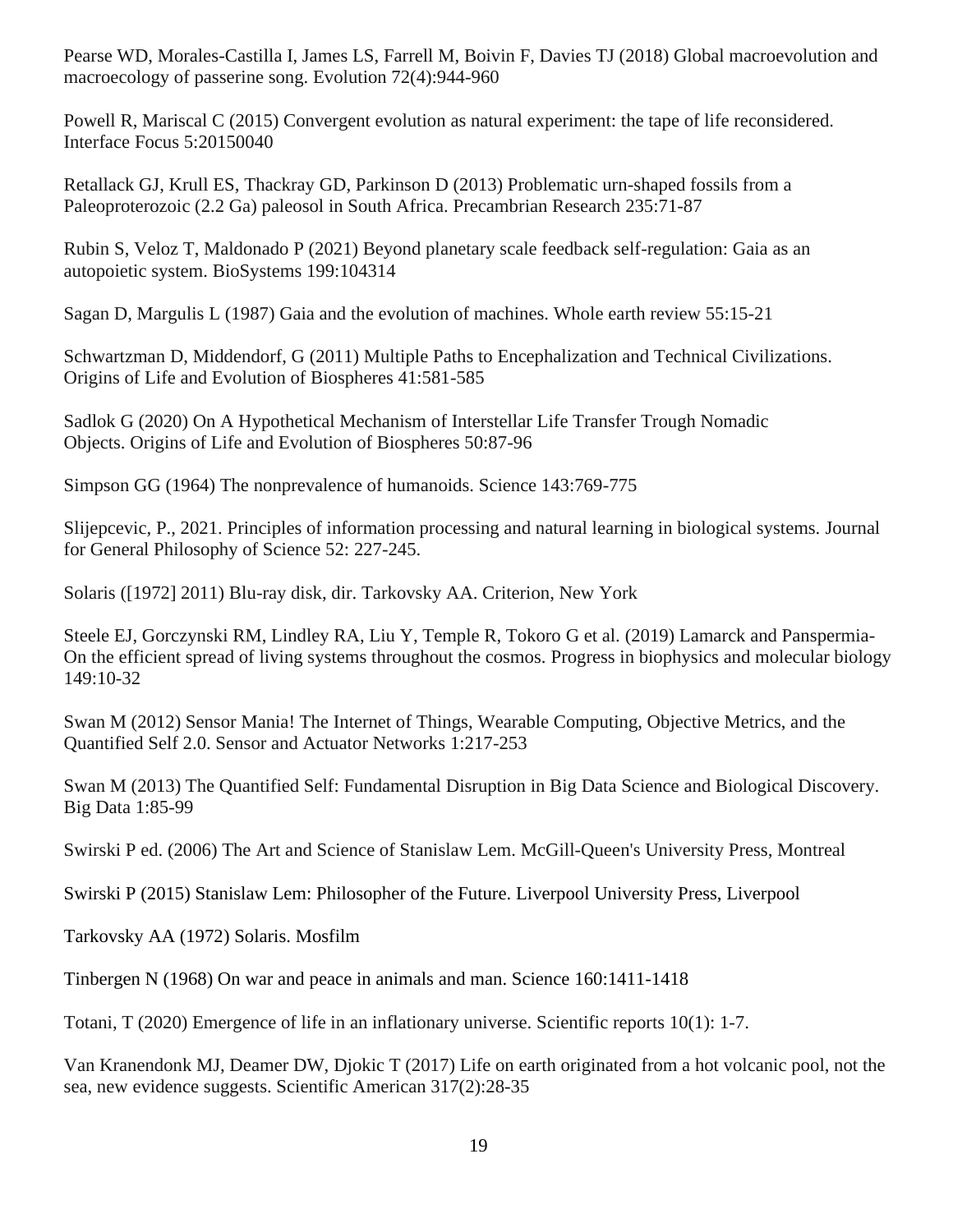Pearse WD, Morales-Castilla I, James LS, Farrell M, Boivin F, Davies TJ (2018) Global macroevolution and macroecology of passerine song. Evolution 72(4):944-960

Powell R, Mariscal C (2015) Convergent evolution as natural experiment: the tape of life reconsidered. Interface Focus 5:20150040

Retallack GJ, Krull ES, Thackray GD, Parkinson D (2013) Problematic urn-shaped fossils from a Paleoproterozoic (2.2 Ga) paleosol in South Africa. Precambrian Research 235:71-87

Rubin S, Veloz T, Maldonado P (2021) Beyond planetary scale feedback self-regulation: Gaia as an autopoietic system. BioSystems 199:104314

Sagan D, Margulis L (1987) Gaia and the evolution of machines. Whole earth review 55:15-21

Schwartzman D, Middendorf, G (2011) Multiple Paths to Encephalization and Technical Civilizations. Origins of Life and Evolution of Biospheres 41:581-585

Sadlok G (2020) On A Hypothetical Mechanism of Interstellar Life Transfer Trough Nomadic Objects. Origins of Life and Evolution of Biospheres 50:87-96

Simpson GG (1964) The nonprevalence of humanoids. Science 143:769-775

Slijepcevic, P., 2021. Principles of information processing and natural learning in biological systems. Journal for General Philosophy of Science 52: 227-245.

Solaris ([1972] 2011) Blu-ray disk, dir. Tarkovsky AA. Criterion, New York

Steele EJ, Gorczynski RM, Lindley RA, Liu Y, Temple R, Tokoro G et al. (2019) Lamarck and Panspermia- On the efficient spread of living systems throughout the cosmos. Progress in biophysics and molecular biology 149:10-32

Swan M (2012) Sensor Mania! The Internet of Things, Wearable Computing, Objective Metrics, and the Quantified Self 2.0. Sensor and Actuator Networks 1:217-253

Swan M (2013) The Quantified Self: Fundamental Disruption in Big Data Science and Biological Discovery. Big Data 1:85-99

Swirski P ed. (2006) The Art and Science of Stanislaw Lem. McGill-Queen's University Press, Montreal

Swirski P (2015) Stanislaw Lem: Philosopher of the Future. Liverpool University Press, Liverpool

Tarkovsky AA (1972) Solaris. Mosfilm

Tinbergen N (1968) On war and peace in animals and man. Science 160:1411-1418

Totani, T (2020) Emergence of life in an inflationary universe. Scientific reports 10(1): 1-7.

Van Kranendonk MJ, Deamer DW, Djokic T (2017) Life on earth originated from a hot volcanic pool, not the sea, new evidence suggests. Scientific American 317(2):28-35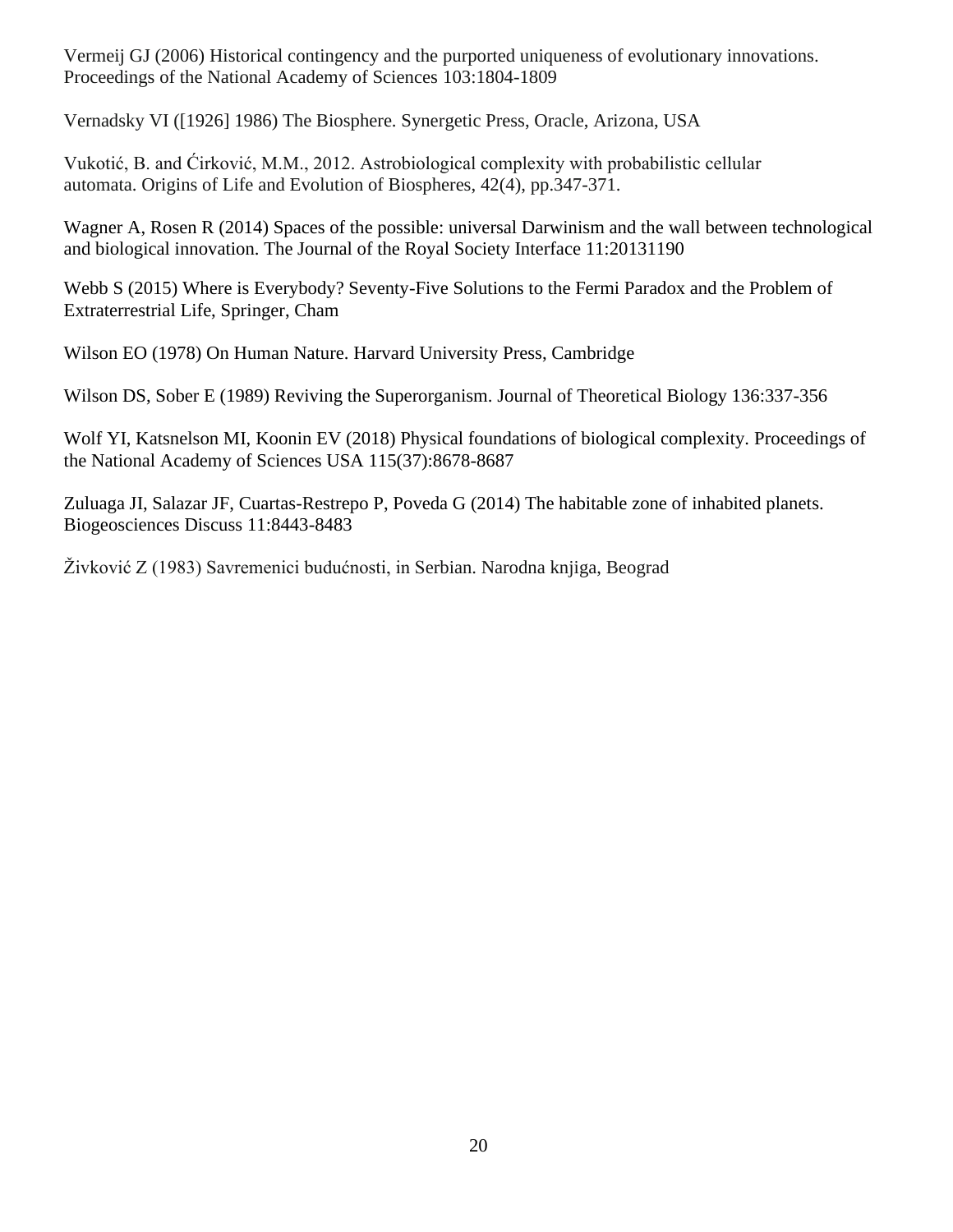Vermeij GJ (2006) Historical contingency and the purported uniqueness of evolutionary innovations. Proceedings of the National Academy of Sciences 103:1804-1809

Vernadsky VI ([1926] 1986) The Biosphere. Synergetic Press, Oracle, Arizona, USA

Vukotić, B. and Ćirković, M.M., 2012. Astrobiological complexity with probabilistic cellular automata. Origins of Life and Evolution of Biospheres, 42(4), pp.347-371.

Wagner A, Rosen R (2014) Spaces of the possible: universal Darwinism and the wall between technological and biological innovation. The Journal of the Royal Society Interface 11:20131190

Webb S (2015) Where is Everybody? Seventy-Five Solutions to the Fermi Paradox and the Problem of Extraterrestrial Life, Springer, Cham

Wilson EO (1978) On Human Nature. Harvard University Press, Cambridge

Wilson DS, Sober E (1989) Reviving the Superorganism. Journal of Theoretical Biology 136:337-356

Wolf YI, Katsnelson MI, Koonin EV (2018) Physical foundations of biological complexity. Proceedings of the National Academy of Sciences USA 115(37):8678-8687

Zuluaga JI, Salazar JF, Cuartas-Restrepo P, Poveda G (2014) The habitable zone of inhabited planets. Biogeosciences Discuss 11:8443-8483

Živković Z (1983) Savremenici budućnosti, in Serbian. Narodna knjiga, Beograd